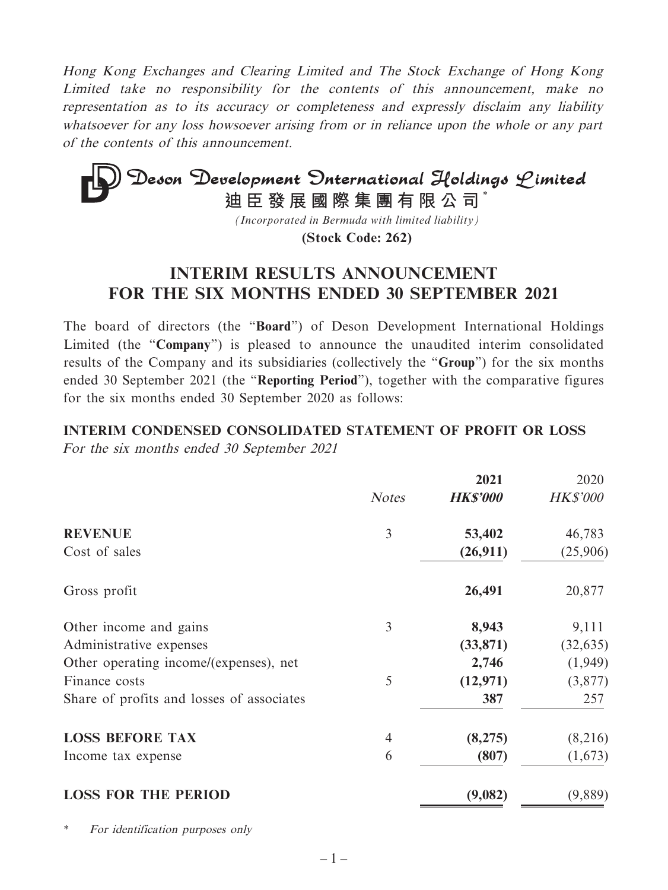*Hong Kong Exchanges and Clearing Limited and The Stock Exchange of Hong Kong Limited take no responsibility for the contents of this announcement, make no representation as to its accuracy or completeness and expressly disclaim any liability whatsoever for any loss howsoever arising from or in reliance upon the whole or any part of the contents of this announcement.*

# Deson Development International Holdings Limited
# 迪臣發展國際集團有限公司*

*(Incorporated in Bermuda with limited liability)*

**(Stock Code: 262)**

## INTERIM RESULTS ANNOUNCEMENT FOR THE SIX MONTHS ENDED 30 SEPTEMBER 2021

The board of directors (the "**Board**") of Deson Development International Holdings Limited (the "**Company**") is pleased to announce the unaudited interim consolidated results of the Company and its subsidiaries (collectively the "**Group**") for the six months ended 30 September 2021 (the "**Reporting Period**"), together with the comparative figures for the six months ended 30 September 2020 as follows:

### INTERIM CONDENSED CONSOLIDATED STATEMENT OF PROFIT OR LOSS

*For the six months ended 30 September 2021*

| | *Notes* | **2021** *HK$'000* | 2020 *HK$'000* |
|---|---|---|---|
| **REVENUE** | 3 | **53,402** | 46,783 |
| Cost of sales | | **(26,911)** | (25,906) |
| Gross profit | | **26,491** | 20,877 |
| Other income and gains | 3 | **8,943** | 9,111 |
| Administrative expenses | | **(33,871)** | (32,635) |
| Other operating income/(expenses), net | | **2,746** | (1,949) |
| Finance costs | 5 | **(12,971)** | (3,877) |
| Share of profits and losses of associates | | **387** | 257 |
| **LOSS BEFORE TAX** | 4 | **(8,275)** | (8,216) |
| Income tax expense | 6 | **(807)** | (1,673) |
| **LOSS FOR THE PERIOD** | | **(9,082)** | (9,889) |

\* *For identification purposes only*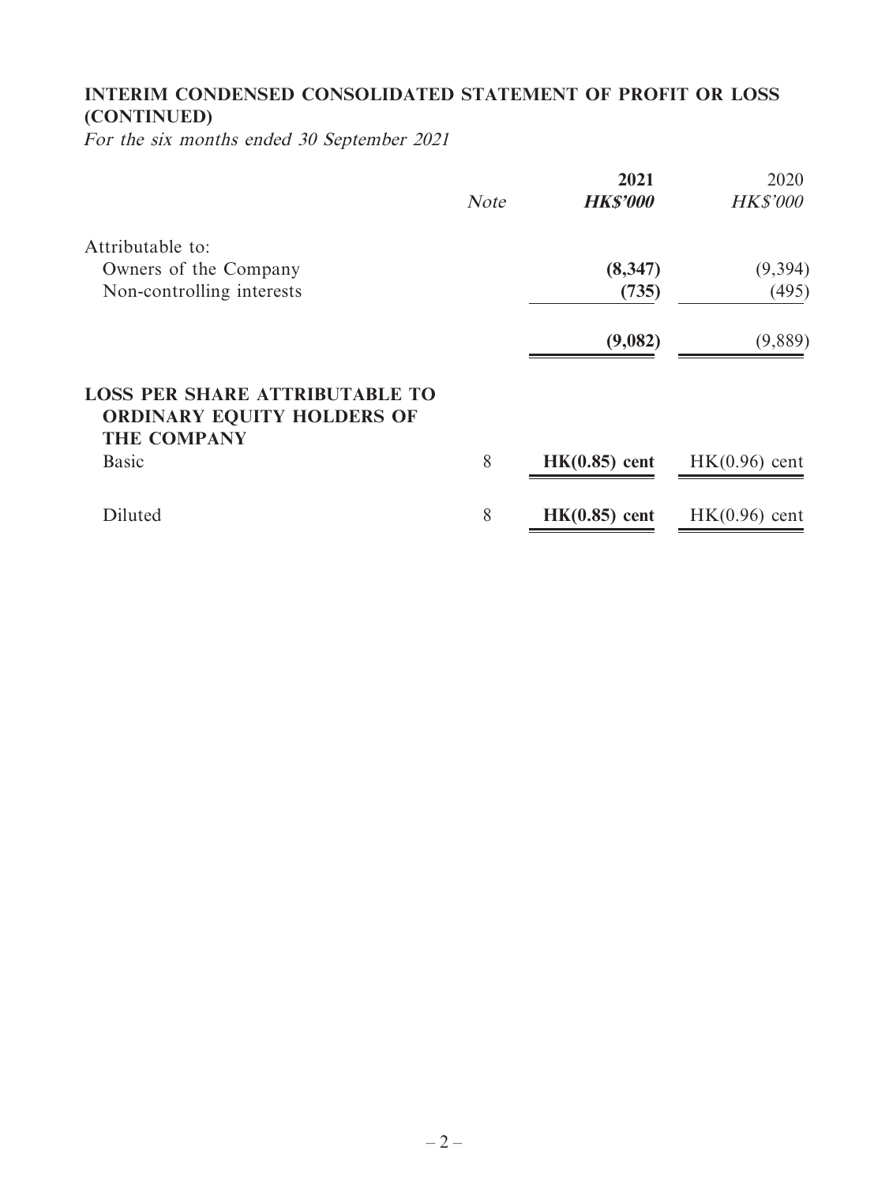## INTERIM CONDENSED CONSOLIDATED STATEMENT OF PROFIT OR LOSS (CONTINUED)

*For the six months ended 30 September 2021*

| | *Note* | **2021** | 2020 |
|---|---|---|---|
| | | ***HK$'000*** | *HK$'000* |
| Attributable to: | | | |
| Owners of the Company | | **(8,347)** | (9,394) |
| Non-controlling interests | | **(735)** | (495) |
| | | **(9,082)** | (9,889) |
| **LOSS PER SHARE ATTRIBUTABLE TO ORDINARY EQUITY HOLDERS OF THE COMPANY** | | | |
| Basic | 8 | **HK(0.85) cent** | HK(0.96) cent |
| Diluted | 8 | **HK(0.85) cent** | HK(0.96) cent |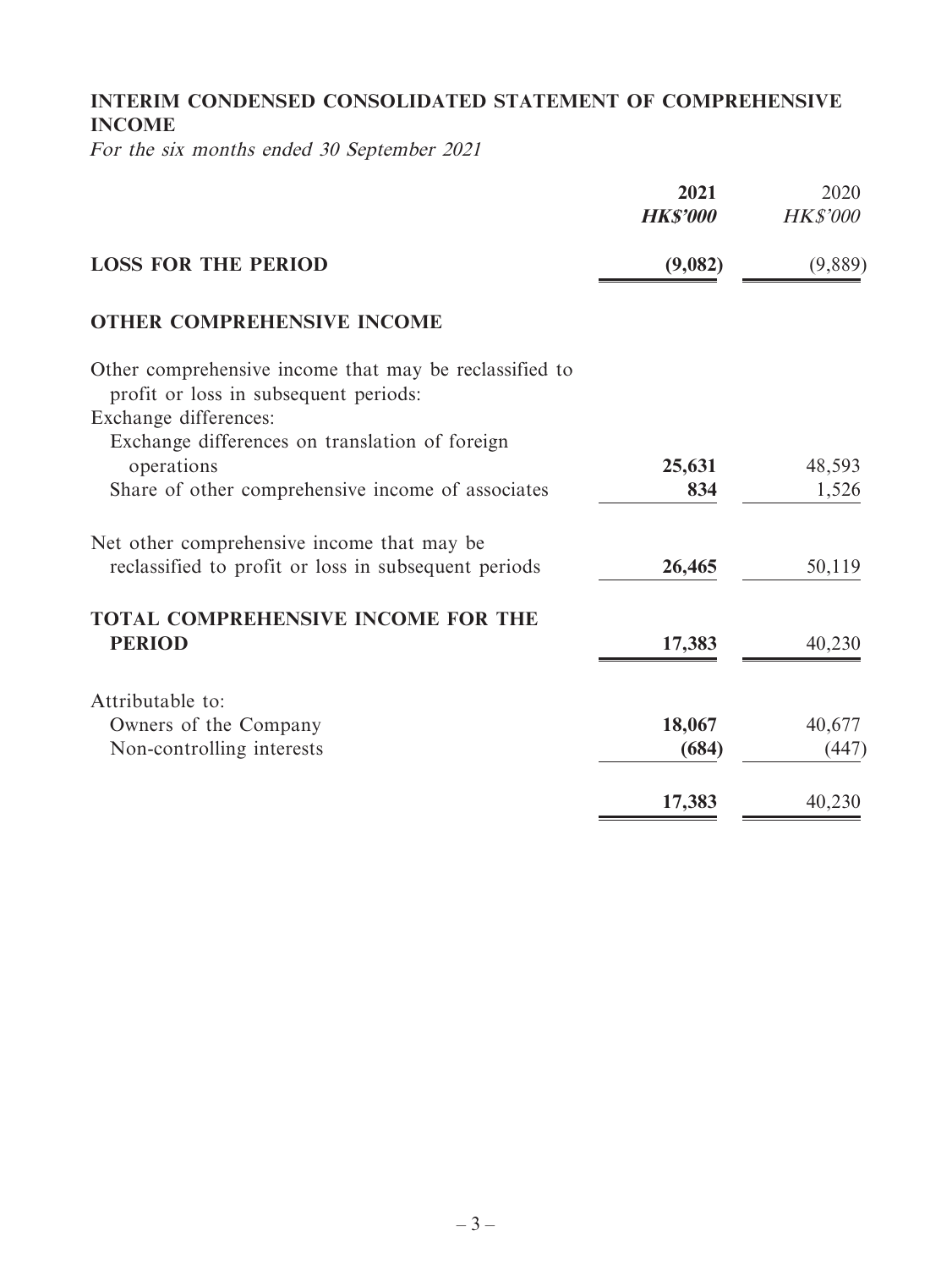## INTERIM CONDENSED CONSOLIDATED STATEMENT OF COMPREHENSIVE INCOME

*For the six months ended 30 September 2021*

| | **2021** | 2020 |
|---|---|---|
| | ***HK$'000*** | *HK$'000* |
| **LOSS FOR THE PERIOD** | **(9,082)** | (9,889) |
| **OTHER COMPREHENSIVE INCOME** | | |
| Other comprehensive income that may be reclassified to profit or loss in subsequent periods: | | |
| Exchange differences: | | |
| Exchange differences on translation of foreign operations | **25,631** | 48,593 |
| Share of other comprehensive income of associates | **834** | 1,526 |
| Net other comprehensive income that may be reclassified to profit or loss in subsequent periods | **26,465** | 50,119 |
| **TOTAL COMPREHENSIVE INCOME FOR THE PERIOD** | **17,383** | 40,230 |
| Attributable to: | | |
| Owners of the Company | **18,067** | 40,677 |
| Non-controlling interests | **(684)** | (447) |
| | **17,383** | 40,230 |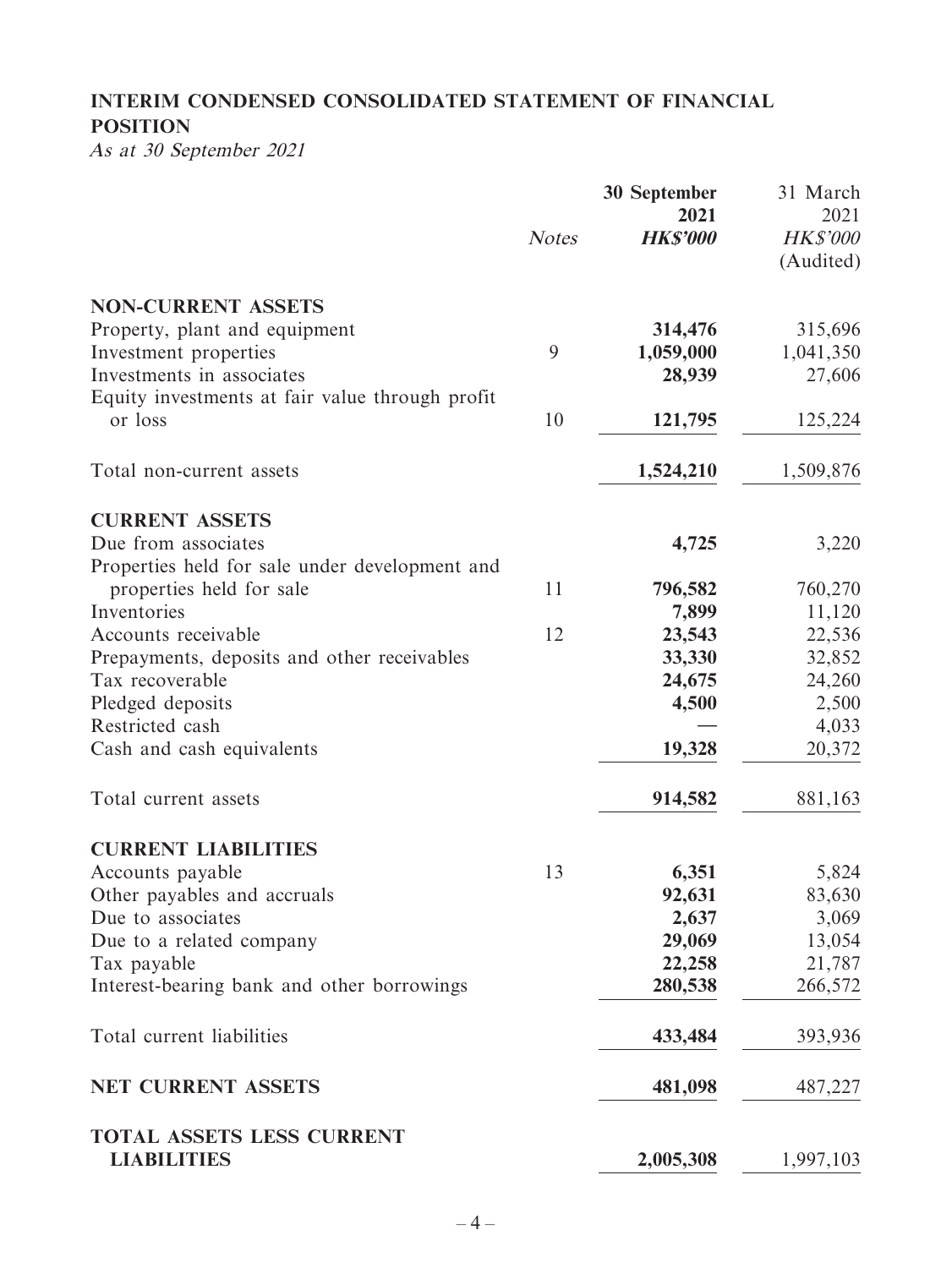## INTERIM CONDENSED CONSOLIDATED STATEMENT OF FINANCIAL POSITION

*As at 30 September 2021*

| | *Notes* | **30 September 2021** ***HK$'000*** | 31 March 2021 *HK$'000* (Audited) |
|---|---|---|---|
| **NON-CURRENT ASSETS** | | | |
| Property, plant and equipment | | **314,476** | 315,696 |
| Investment properties | 9 | **1,059,000** | 1,041,350 |
| Investments in associates | | **28,939** | 27,606 |
| Equity investments at fair value through profit or loss | 10 | **121,795** | 125,224 |
| Total non-current assets | | **1,524,210** | 1,509,876 |
| **CURRENT ASSETS** | | | |
| Due from associates | | **4,725** | 3,220 |
| Properties held for sale under development and properties held for sale | 11 | **796,582** | 760,270 |
| Inventories | | **7,899** | 11,120 |
| Accounts receivable | 12 | **23,543** | 22,536 |
| Prepayments, deposits and other receivables | | **33,330** | 32,852 |
| Tax recoverable | | **24,675** | 24,260 |
| Pledged deposits | | **4,500** | 2,500 |
| Restricted cash | | **—** | 4,033 |
| Cash and cash equivalents | | **19,328** | 20,372 |
| Total current assets | | **914,582** | 881,163 |
| **CURRENT LIABILITIES** | | | |
| Accounts payable | 13 | **6,351** | 5,824 |
| Other payables and accruals | | **92,631** | 83,630 |
| Due to associates | | **2,637** | 3,069 |
| Due to a related company | | **29,069** | 13,054 |
| Tax payable | | **22,258** | 21,787 |
| Interest-bearing bank and other borrowings | | **280,538** | 266,572 |
| Total current liabilities | | **433,484** | 393,936 |
| **NET CURRENT ASSETS** | | **481,098** | 487,227 |
| **TOTAL ASSETS LESS CURRENT LIABILITIES** | | **2,005,308** | 1,997,103 |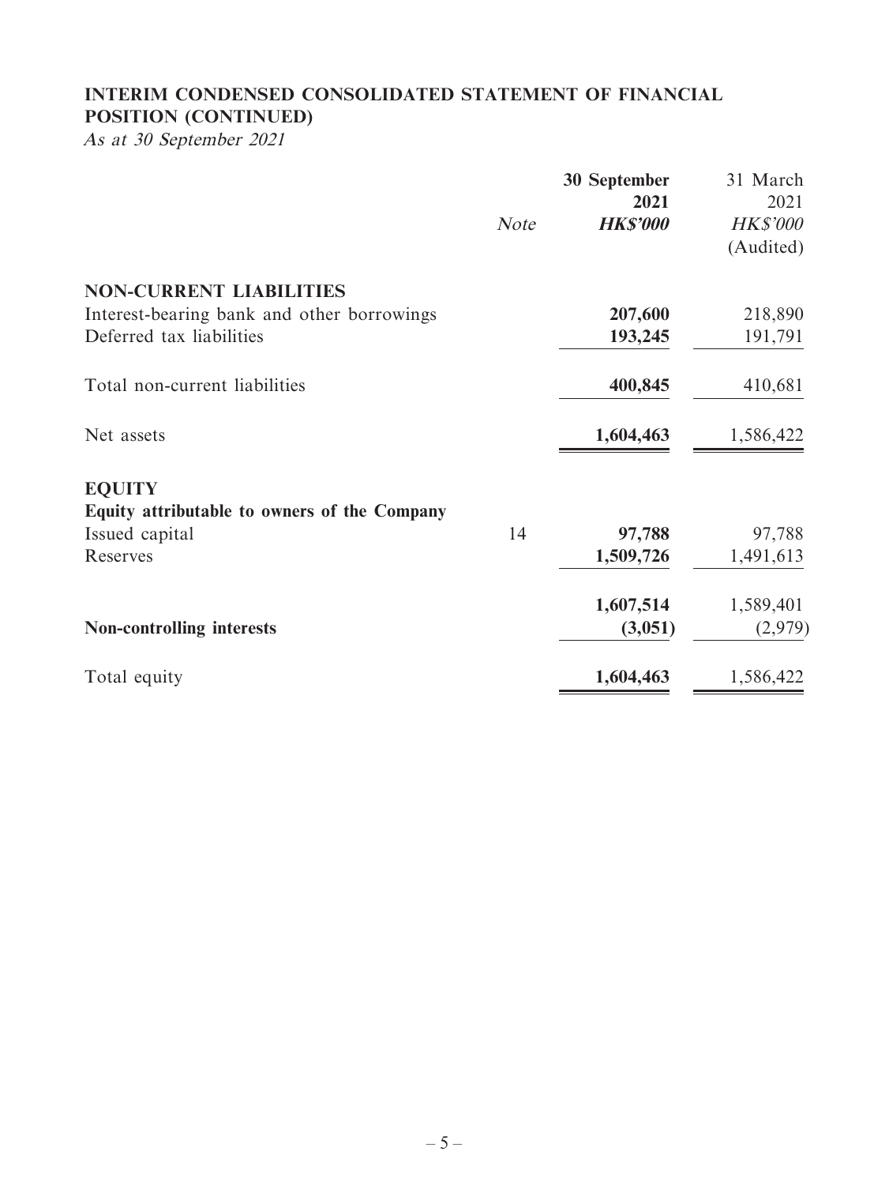# INTERIM CONDENSED CONSOLIDATED STATEMENT OF FINANCIAL POSITION (CONTINUED)

*As at 30 September 2021*

| | *Note* | **30 September 2021** ***HK$'000*** | 31 March 2021 *HK$'000* (Audited) |
|---|---|---|---|
| **NON-CURRENT LIABILITIES** | | | |
| Interest-bearing bank and other borrowings | | **207,600** | 218,890 |
| Deferred tax liabilities | | **193,245** | 191,791 |
| Total non-current liabilities | | **400,845** | 410,681 |
| Net assets | | **1,604,463** | 1,586,422 |
| **EQUITY** | | | |
| **Equity attributable to owners of the Company** | | | |
| Issued capital | 14 | **97,788** | 97,788 |
| Reserves | | **1,509,726** | 1,491,613 |
| | | **1,607,514** | 1,589,401 |
| **Non-controlling interests** | | **(3,051)** | (2,979) |
| Total equity | | **1,604,463** | 1,586,422 |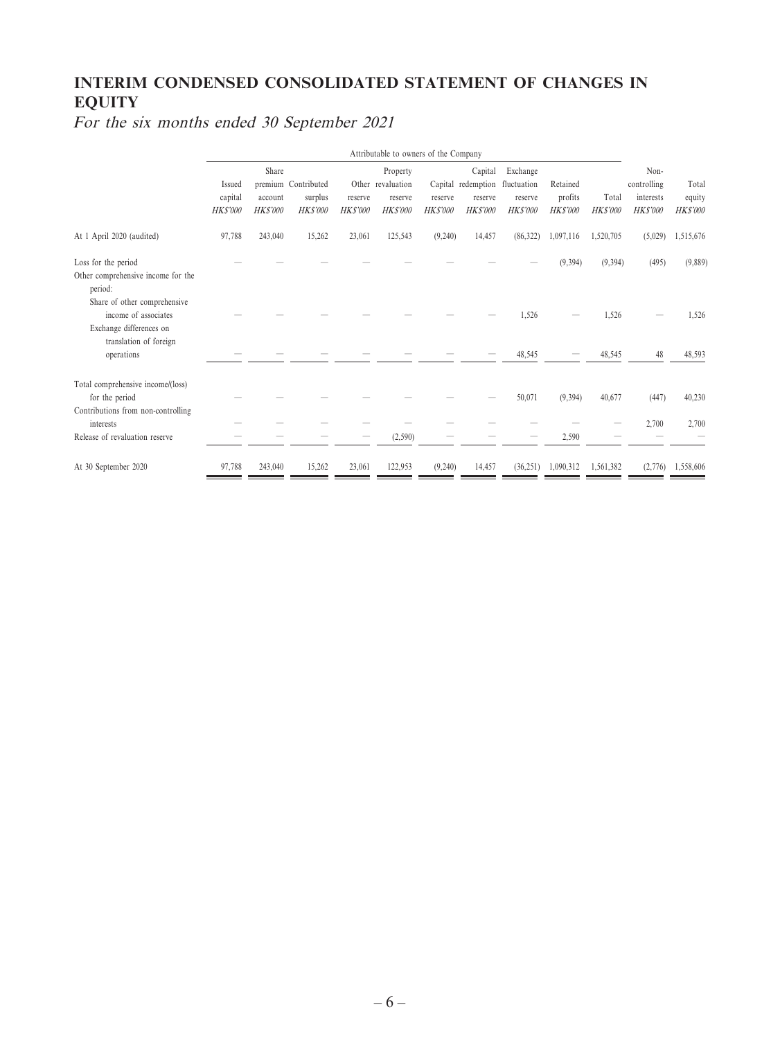# INTERIM CONDENSED CONSOLIDATED STATEMENT OF CHANGES IN EQUITY

*For the six months ended 30 September 2021*

| | Attributable to owners of the Company | | | | | | | | | | | |
|---|---|---|---|---|---|---|---|---|---|---|---|---|
| | Issued capital | Share premium account | Contributed surplus | Other reserve | Property revaluation reserve | Capital reserve | Capital redemption reserve | Exchange fluctuation reserve | Retained profits | Total | Non-controlling interests | Total equity |
| | *HK$'000* | *HK$'000* | *HK$'000* | *HK$'000* | *HK$'000* | *HK$'000* | *HK$'000* | *HK$'000* | *HK$'000* | *HK$'000* | *HK$'000* | *HK$'000* |
| At 1 April 2020 (audited) | 97,788 | 243,040 | 15,262 | 23,061 | 125,543 | (9,240) | 14,457 | (86,322) | 1,097,116 | 1,520,705 | (5,029) | 1,515,676 |
| Loss for the period | — | — | — | — | — | — | — | — | (9,394) | (9,394) | (495) | (9,889) |
| Other comprehensive income for the period: | | | | | | | | | | | | |
| Share of other comprehensive income of associates | — | — | — | — | — | — | — | 1,526 | — | 1,526 | — | 1,526 |
| Exchange differences on translation of foreign operations | — | — | — | — | — | — | — | 48,545 | — | 48,545 | 48 | 48,593 |
| Total comprehensive income/(loss) for the period | — | — | — | — | — | — | — | 50,071 | (9,394) | 40,677 | (447) | 40,230 |
| Contributions from non-controlling interests | — | — | — | — | — | — | — | — | — | — | 2,700 | 2,700 |
| Release of revaluation reserve | — | — | — | — | (2,590) | — | — | — | 2,590 | — | — | — |
| At 30 September 2020 | 97,788 | 243,040 | 15,262 | 23,061 | 122,953 | (9,240) | 14,457 | (36,251) | 1,090,312 | 1,561,382 | (2,776) | 1,558,606 |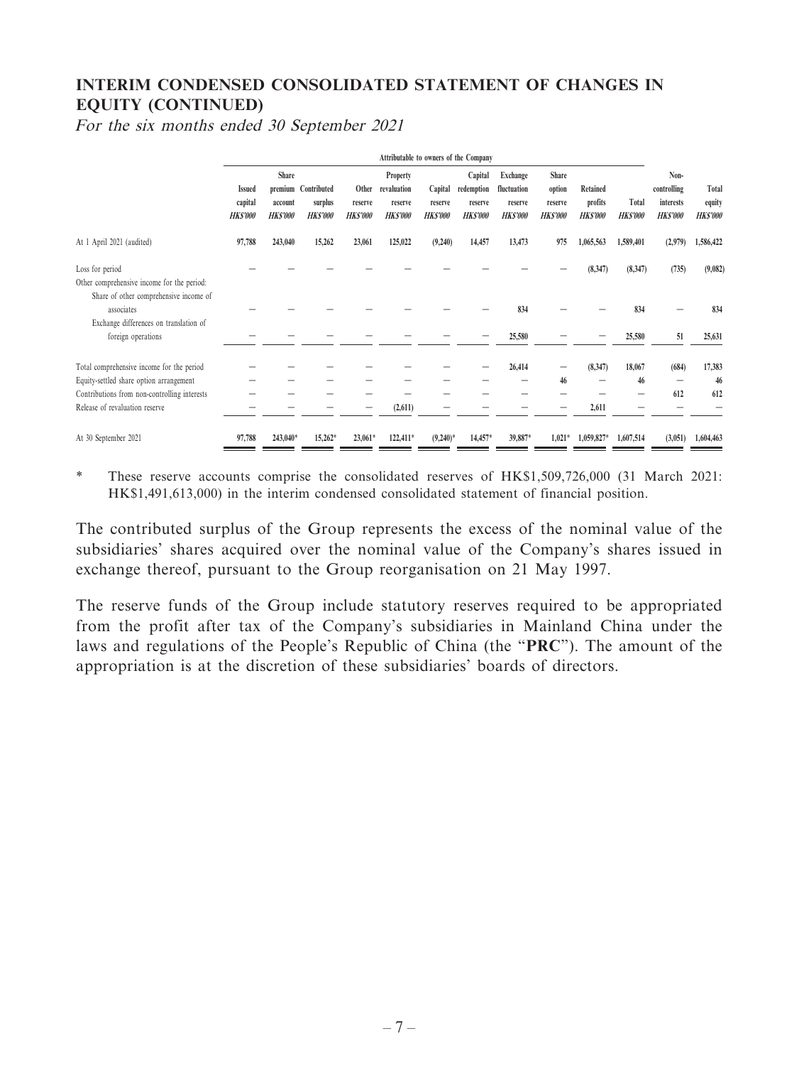## INTERIM CONDENSED CONSOLIDATED STATEMENT OF CHANGES IN EQUITY (CONTINUED)

*For the six months ended 30 September 2021*

| | Attributable to owners of the Company | | | | | | | | | | | | | |
|---|---|---|---|---|---|---|---|---|---|---|---|---|---|---|
| | Issued capital HK$'000 | Share premium account HK$'000 | Contributed surplus HK$'000 | Other reserve HK$'000 | Property revaluation reserve HK$'000 | Capital reserve HK$'000 | Capital redemption reserve HK$'000 | Exchange fluctuation reserve HK$'000 | Share option reserve HK$'000 | Retained profits HK$'000 | Total HK$'000 | Non-controlling interests HK$'000 | Total equity HK$'000 |
| At 1 April 2021 (audited) | 97,788 | 243,040 | 15,262 | 23,061 | 125,022 | (9,240) | 14,457 | 13,473 | 975 | 1,065,563 | 1,589,401 | (2,979) | 1,586,422 |
| Loss for period | – | – | – | – | – | – | – | – | – | (8,347) | (8,347) | (735) | (9,082) |
| Other comprehensive income for the period: | | | | | | | | | | | | | |
| Share of other comprehensive income of associates | – | – | – | – | – | – | – | 834 | – | – | 834 | – | 834 |
| Exchange differences on translation of foreign operations | – | – | – | – | – | – | – | 25,580 | – | – | 25,580 | 51 | 25,631 |
| Total comprehensive income for the period | – | – | – | – | – | – | – | 26,414 | – | (8,347) | 18,067 | (684) | 17,383 |
| Equity-settled share option arrangement | – | – | – | – | – | – | – | – | 46 | – | 46 | – | 46 |
| Contributions from non-controlling interests | – | – | – | – | – | – | – | – | – | – | – | 612 | 612 |
| Release of revaluation reserve | – | – | – | – | (2,611) | – | – | – | – | 2,611 | – | – | – |
| At 30 September 2021 | 97,788 | 243,040* | 15,262* | 23,061* | 122,411* | (9,240)* | 14,457* | 39,887* | 1,021* | 1,059,827* | 1,607,514 | (3,051) | 1,604,463 |

\* These reserve accounts comprise the consolidated reserves of HK$1,509,726,000 (31 March 2021: HK$1,491,613,000) in the interim condensed consolidated statement of financial position.

The contributed surplus of the Group represents the excess of the nominal value of the subsidiaries' shares acquired over the nominal value of the Company's shares issued in exchange thereof, pursuant to the Group reorganisation on 21 May 1997.

The reserve funds of the Group include statutory reserves required to be appropriated from the profit after tax of the Company's subsidiaries in Mainland China under the laws and regulations of the People's Republic of China (the "**PRC**"). The amount of the appropriation is at the discretion of these subsidiaries' boards of directors.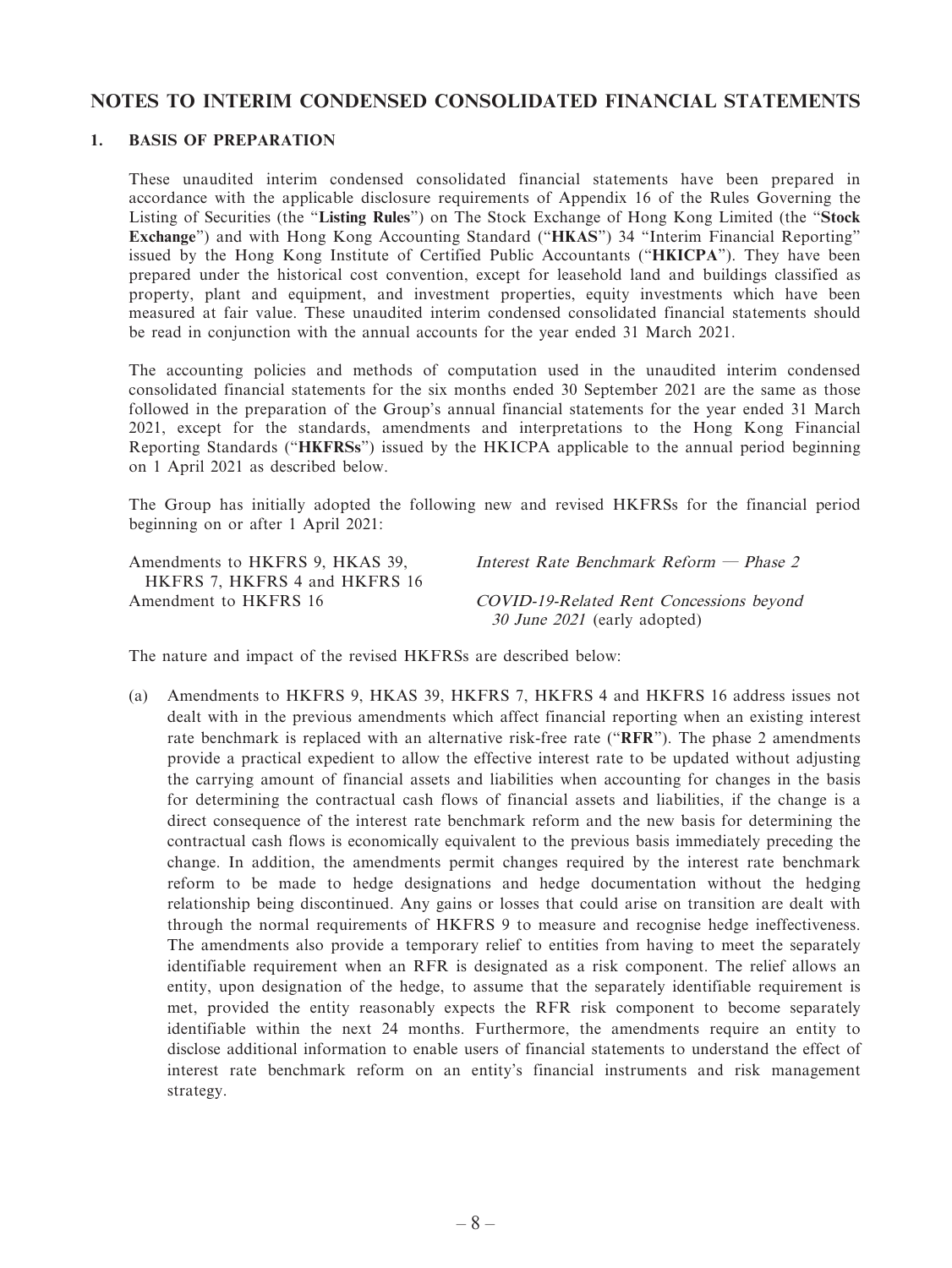## NOTES TO INTERIM CONDENSED CONSOLIDATED FINANCIAL STATEMENTS

### 1. BASIS OF PREPARATION

These unaudited interim condensed consolidated financial statements have been prepared in accordance with the applicable disclosure requirements of Appendix 16 of the Rules Governing the Listing of Securities (the "**Listing Rules**") on The Stock Exchange of Hong Kong Limited (the "**Stock Exchange**") and with Hong Kong Accounting Standard ("**HKAS**") 34 "Interim Financial Reporting" issued by the Hong Kong Institute of Certified Public Accountants ("**HKICPA**"). They have been prepared under the historical cost convention, except for leasehold land and buildings classified as property, plant and equipment, and investment properties, equity investments which have been measured at fair value. These unaudited interim condensed consolidated financial statements should be read in conjunction with the annual accounts for the year ended 31 March 2021.

The accounting policies and methods of computation used in the unaudited interim condensed consolidated financial statements for the six months ended 30 September 2021 are the same as those followed in the preparation of the Group's annual financial statements for the year ended 31 March 2021, except for the standards, amendments and interpretations to the Hong Kong Financial Reporting Standards ("**HKFRSs**") issued by the HKICPA applicable to the annual period beginning on 1 April 2021 as described below.

The Group has initially adopted the following new and revised HKFRSs for the financial period beginning on or after 1 April 2021:

| | |
|---|---|
| Amendments to HKFRS 9, HKAS 39, HKFRS 7, HKFRS 4 and HKFRS 16 | *Interest Rate Benchmark Reform — Phase 2* |
| Amendment to HKFRS 16 | *COVID-19-Related Rent Concessions beyond 30 June 2021* (early adopted) |

The nature and impact of the revised HKFRSs are described below:

(a) Amendments to HKFRS 9, HKAS 39, HKFRS 7, HKFRS 4 and HKFRS 16 address issues not dealt with in the previous amendments which affect financial reporting when an existing interest rate benchmark is replaced with an alternative risk-free rate ("**RFR**"). The phase 2 amendments provide a practical expedient to allow the effective interest rate to be updated without adjusting the carrying amount of financial assets and liabilities when accounting for changes in the basis for determining the contractual cash flows of financial assets and liabilities, if the change is a direct consequence of the interest rate benchmark reform and the new basis for determining the contractual cash flows is economically equivalent to the previous basis immediately preceding the change. In addition, the amendments permit changes required by the interest rate benchmark reform to be made to hedge designations and hedge documentation without the hedging relationship being discontinued. Any gains or losses that could arise on transition are dealt with through the normal requirements of HKFRS 9 to measure and recognise hedge ineffectiveness. The amendments also provide a temporary relief to entities from having to meet the separately identifiable requirement when an RFR is designated as a risk component. The relief allows an entity, upon designation of the hedge, to assume that the separately identifiable requirement is met, provided the entity reasonably expects the RFR risk component to become separately identifiable within the next 24 months. Furthermore, the amendments require an entity to disclose additional information to enable users of financial statements to understand the effect of interest rate benchmark reform on an entity's financial instruments and risk management strategy.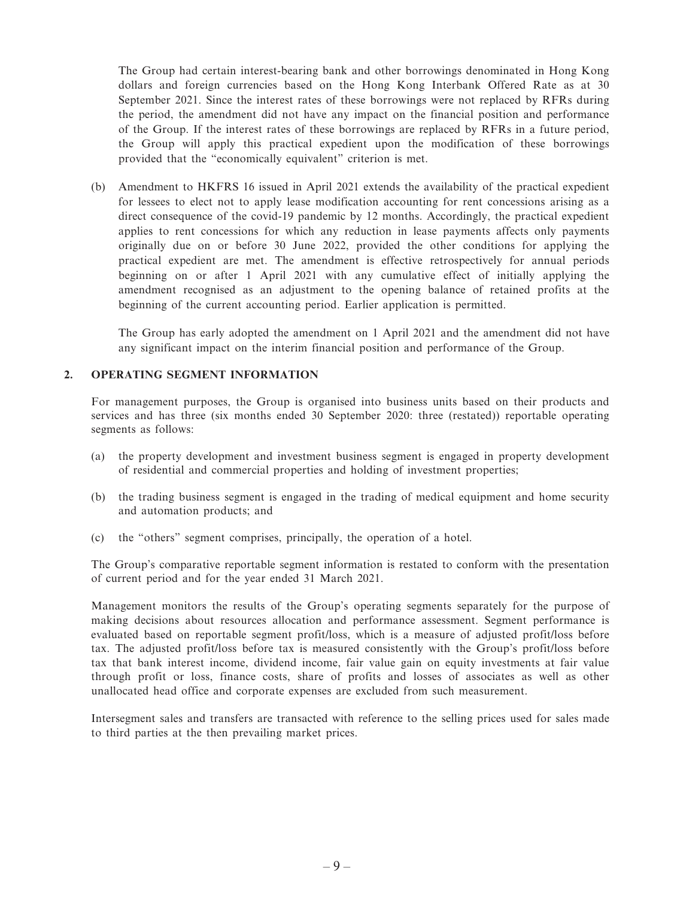The Group had certain interest-bearing bank and other borrowings denominated in Hong Kong dollars and foreign currencies based on the Hong Kong Interbank Offered Rate as at 30 September 2021. Since the interest rates of these borrowings were not replaced by RFRs during the period, the amendment did not have any impact on the financial position and performance of the Group. If the interest rates of these borrowings are replaced by RFRs in a future period, the Group will apply this practical expedient upon the modification of these borrowings provided that the "economically equivalent" criterion is met.

(b) Amendment to HKFRS 16 issued in April 2021 extends the availability of the practical expedient for lessees to elect not to apply lease modification accounting for rent concessions arising as a direct consequence of the covid-19 pandemic by 12 months. Accordingly, the practical expedient applies to rent concessions for which any reduction in lease payments affects only payments originally due on or before 30 June 2022, provided the other conditions for applying the practical expedient are met. The amendment is effective retrospectively for annual periods beginning on or after 1 April 2021 with any cumulative effect of initially applying the amendment recognised as an adjustment to the opening balance of retained profits at the beginning of the current accounting period. Earlier application is permitted.

The Group has early adopted the amendment on 1 April 2021 and the amendment did not have any significant impact on the interim financial position and performance of the Group.

## 2. OPERATING SEGMENT INFORMATION

For management purposes, the Group is organised into business units based on their products and services and has three (six months ended 30 September 2020: three (restated)) reportable operating segments as follows:

(a) the property development and investment business segment is engaged in property development of residential and commercial properties and holding of investment properties;

(b) the trading business segment is engaged in the trading of medical equipment and home security and automation products; and

(c) the "others" segment comprises, principally, the operation of a hotel.

The Group's comparative reportable segment information is restated to conform with the presentation of current period and for the year ended 31 March 2021.

Management monitors the results of the Group's operating segments separately for the purpose of making decisions about resources allocation and performance assessment. Segment performance is evaluated based on reportable segment profit/loss, which is a measure of adjusted profit/loss before tax. The adjusted profit/loss before tax is measured consistently with the Group's profit/loss before tax that bank interest income, dividend income, fair value gain on equity investments at fair value through profit or loss, finance costs, share of profits and losses of associates as well as other unallocated head office and corporate expenses are excluded from such measurement.

Intersegment sales and transfers are transacted with reference to the selling prices used for sales made to third parties at the then prevailing market prices.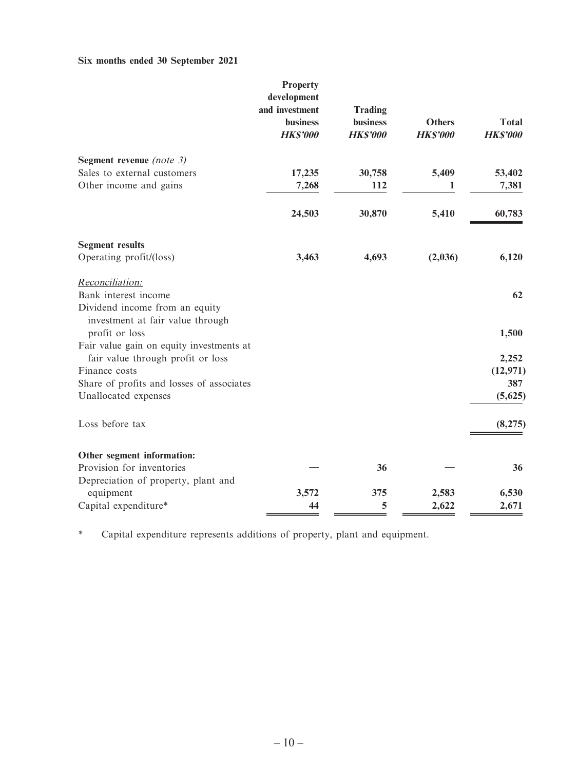**Six months ended 30 September 2021**

| | Property development and investment business *HK$'000* | Trading business *HK$'000* | Others *HK$'000* | Total *HK$'000* |
|---|---|---|---|---|
| **Segment revenue** *(note 3)* | | | | |
| Sales to external customers | **17,235** | **30,758** | **5,409** | **53,402** |
| Other income and gains | **7,268** | **112** | **1** | **7,381** |
| | **24,503** | **30,870** | **5,410** | **60,783** |
| **Segment results** | | | | |
| Operating profit/(loss) | **3,463** | **4,693** | **(2,036)** | **6,120** |
| *Reconciliation:* | | | | |
| Bank interest income | | | | **62** |
| Dividend income from an equity investment at fair value through profit or loss | | | | **1,500** |
| Fair value gain on equity investments at fair value through profit or loss | | | | **2,252** |
| Finance costs | | | | **(12,971)** |
| Share of profits and losses of associates | | | | **387** |
| Unallocated expenses | | | | **(5,625)** |
| Loss before tax | | | | **(8,275)** |
| **Other segment information:** | | | | |
| Provision for inventories | **—** | **36** | **—** | **36** |
| Depreciation of property, plant and equipment | **3,572** | **375** | **2,583** | **6,530** |
| Capital expenditure* | **44** | **5** | **2,622** | **2,671** |

\* Capital expenditure represents additions of property, plant and equipment.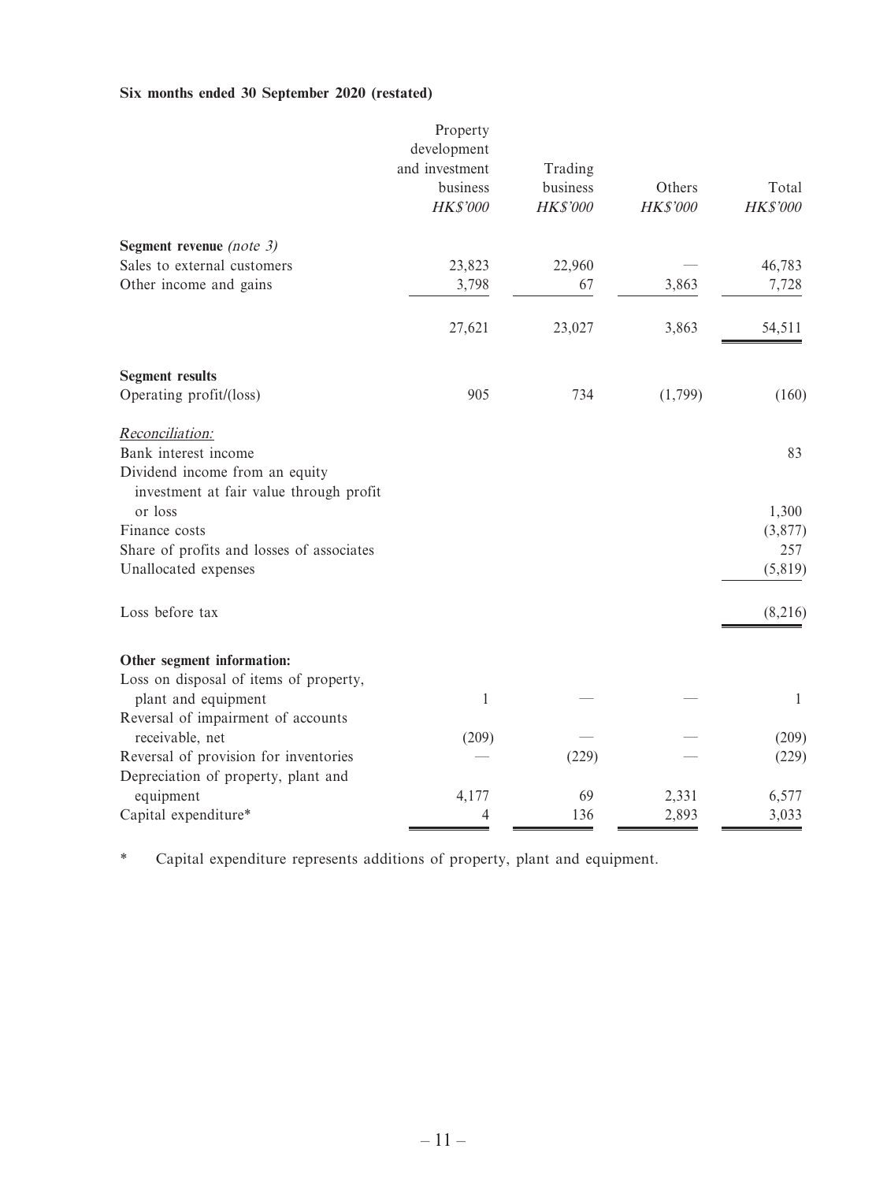**Six months ended 30 September 2020 (restated)**

| | Property development and investment business *HK$'000* | Trading business *HK$'000* | Others *HK$'000* | Total *HK$'000* |
|---|---|---|---|---|
| **Segment revenue** *(note 3)* | | | | |
| Sales to external customers | 23,823 | 22,960 | — | 46,783 |
| Other income and gains | 3,798 | 67 | 3,863 | 7,728 |
| | 27,621 | 23,027 | 3,863 | 54,511 |
| **Segment results** | | | | |
| Operating profit/(loss) | 905 | 734 | (1,799) | (160) |
| *Reconciliation:* | | | | |
| Bank interest income | | | | 83 |
| Dividend income from an equity investment at fair value through profit or loss | | | | 1,300 |
| Finance costs | | | | (3,877) |
| Share of profits and losses of associates | | | | 257 |
| Unallocated expenses | | | | (5,819) |
| Loss before tax | | | | (8,216) |
| **Other segment information:** | | | | |
| Loss on disposal of items of property, plant and equipment | 1 | — | — | 1 |
| Reversal of impairment of accounts receivable, net | (209) | — | — | (209) |
| Reversal of provision for inventories | — | (229) | — | (229) |
| Depreciation of property, plant and equipment | 4,177 | 69 | 2,331 | 6,577 |
| Capital expenditure* | 4 | 136 | 2,893 | 3,033 |

\* Capital expenditure represents additions of property, plant and equipment.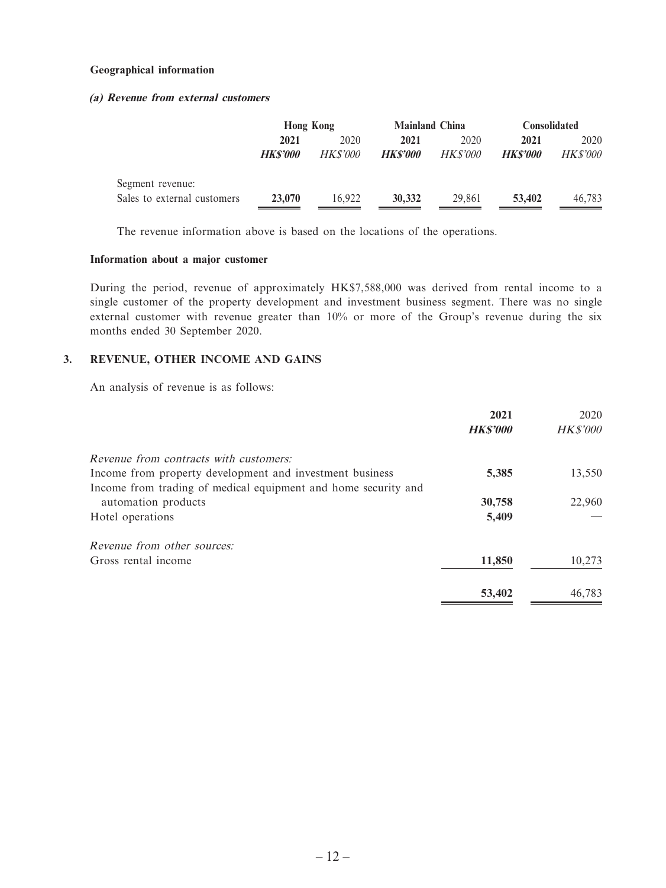**Geographical information**

***(a) Revenue from external customers***

| | Hong Kong | | Mainland China | | Consolidated | |
|---|---|---|---|---|---|---|
| | **2021** | 2020 | **2021** | 2020 | **2021** | 2020 |
| | ***HK$'000*** | *HK$'000* | ***HK$'000*** | *HK$'000* | ***HK$'000*** | *HK$'000* |
| Segment revenue: | | | | | | |
| Sales to external customers | **23,070** | 16,922 | **30,332** | 29,861 | **53,402** | 46,783 |

The revenue information above is based on the locations of the operations.

**Information about a major customer**

During the period, revenue of approximately HK$7,588,000 was derived from rental income to a single customer of the property development and investment business segment. There was no single external customer with revenue greater than 10% or more of the Group's revenue during the six months ended 30 September 2020.

## 3. REVENUE, OTHER INCOME AND GAINS

An analysis of revenue is as follows:

| | **2021** | 2020 |
|---|---|---|
| | ***HK$'000*** | *HK$'000* |
| *Revenue from contracts with customers:* | | |
| Income from property development and investment business | **5,385** | 13,550 |
| Income from trading of medical equipment and home security and automation products | **30,758** | 22,960 |
| Hotel operations | **5,409** | — |
| *Revenue from other sources:* | | |
| Gross rental income | **11,850** | 10,273 |
| | **53,402** | 46,783 |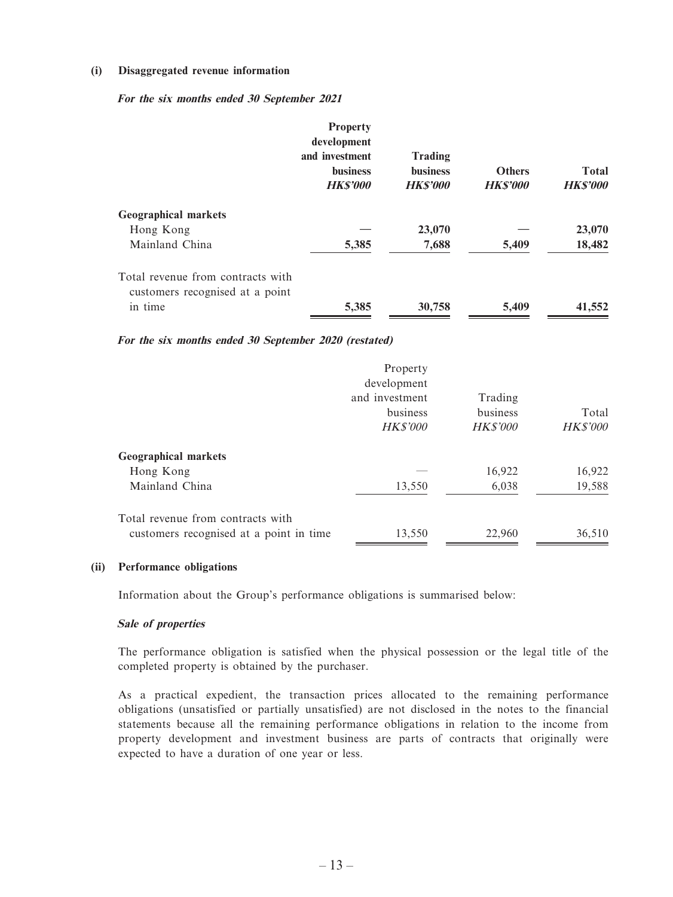**(i) Disaggregated revenue information**

***For the six months ended 30 September 2021***

| | Property development and investment business *HK$'000* | Trading business *HK$'000* | Others *HK$'000* | Total *HK$'000* |
|---|---|---|---|---|
| **Geographical markets** | | | | |
| Hong Kong | — | 23,070 | — | 23,070 |
| Mainland China | 5,385 | 7,688 | 5,409 | 18,482 |
| Total revenue from contracts with customers recognised at a point in time | 5,385 | 30,758 | 5,409 | 41,552 |

***For the six months ended 30 September 2020 (restated)***

| | Property development and investment business *HK$'000* | Trading business *HK$'000* | Total *HK$'000* |
|---|---|---|---|
| **Geographical markets** | | | |
| Hong Kong | — | 16,922 | 16,922 |
| Mainland China | 13,550 | 6,038 | 19,588 |
| Total revenue from contracts with customers recognised at a point in time | 13,550 | 22,960 | 36,510 |

**(ii) Performance obligations**

Information about the Group's performance obligations is summarised below:

***Sale of properties***

The performance obligation is satisfied when the physical possession or the legal title of the completed property is obtained by the purchaser.

As a practical expedient, the transaction prices allocated to the remaining performance obligations (unsatisfied or partially unsatisfied) are not disclosed in the notes to the financial statements because all the remaining performance obligations in relation to the income from property development and investment business are parts of contracts that originally were expected to have a duration of one year or less.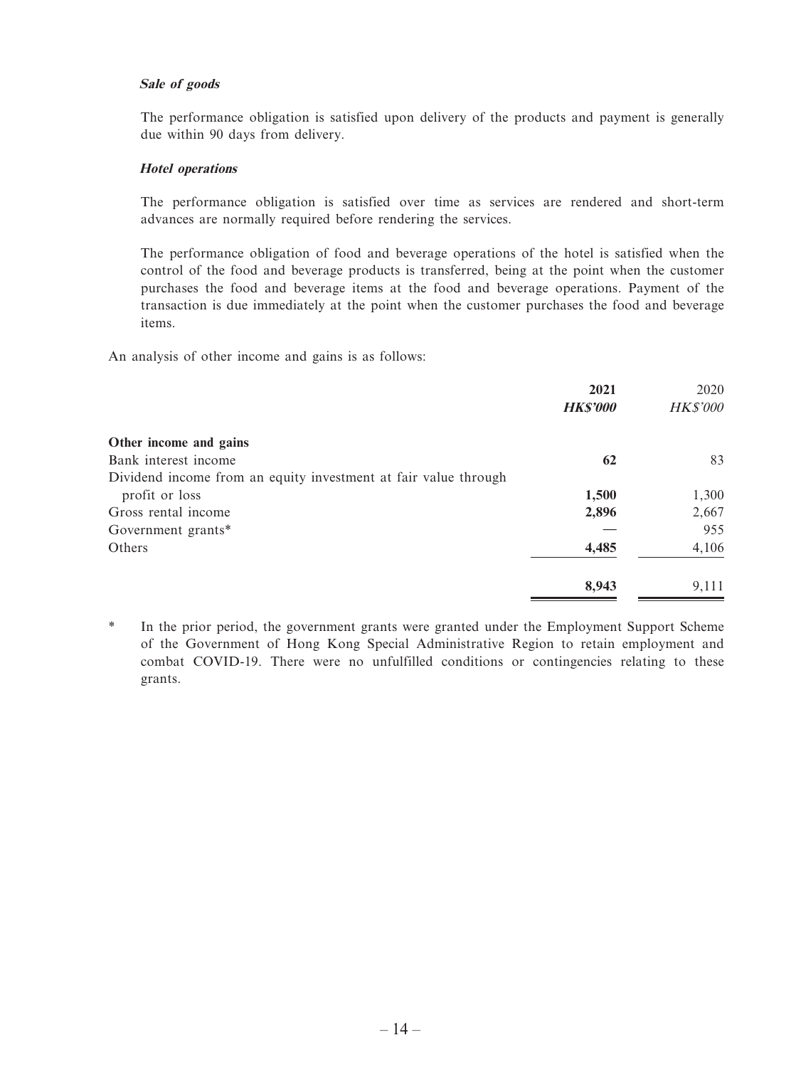***Sale of goods***

The performance obligation is satisfied upon delivery of the products and payment is generally due within 90 days from delivery.

***Hotel operations***

The performance obligation is satisfied over time as services are rendered and short-term advances are normally required before rendering the services.

The performance obligation of food and beverage operations of the hotel is satisfied when the control of the food and beverage products is transferred, being at the point when the customer purchases the food and beverage items at the food and beverage operations. Payment of the transaction is due immediately at the point when the customer purchases the food and beverage items.

An analysis of other income and gains is as follows:

| | **2021** | 2020 |
|---|---|---|
| | ***HK$'000*** | *HK$'000* |
| **Other income and gains** | | |
| Bank interest income | **62** | 83 |
| Dividend income from an equity investment at fair value through profit or loss | **1,500** | 1,300 |
| Gross rental income | **2,896** | 2,667 |
| Government grants* | **—** | 955 |
| Others | **4,485** | 4,106 |
| | **8,943** | 9,111 |

\* In the prior period, the government grants were granted under the Employment Support Scheme of the Government of Hong Kong Special Administrative Region to retain employment and combat COVID-19. There were no unfulfilled conditions or contingencies relating to these grants.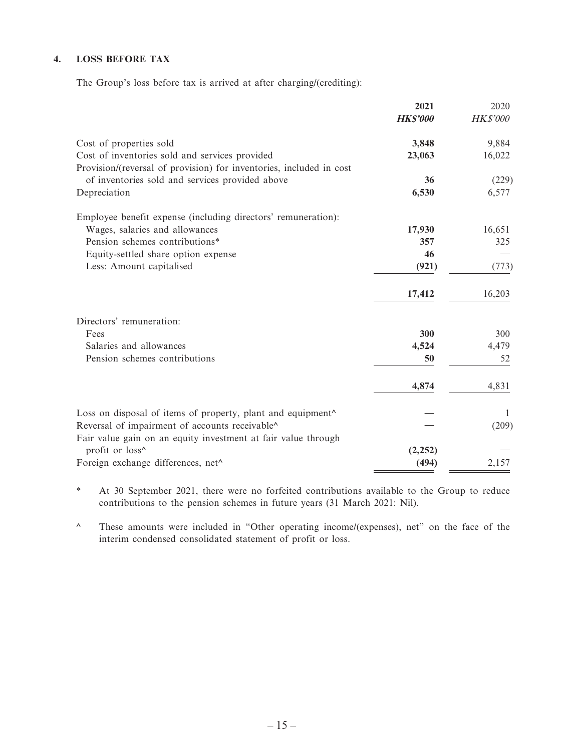### 4. LOSS BEFORE TAX

The Group's loss before tax is arrived at after charging/(crediting):

| | 2021 | 2020 |
|---|---|---|
| | ***HK$'000*** | *HK$'000* |
| Cost of properties sold | **3,848** | 9,884 |
| Cost of inventories sold and services provided | **23,063** | 16,022 |
| Provision/(reversal of provision) for inventories, included in cost of inventories sold and services provided above | **36** | (229) |
| Depreciation | **6,530** | 6,577 |
| Employee benefit expense (including directors' remuneration): | | |
| Wages, salaries and allowances | **17,930** | 16,651 |
| Pension schemes contributions* | **357** | 325 |
| Equity-settled share option expense | **46** | — |
| Less: Amount capitalised | **(921)** | (773) |
| | **17,412** | 16,203 |
| Directors' remuneration: | | |
| Fees | **300** | 300 |
| Salaries and allowances | **4,524** | 4,479 |
| Pension schemes contributions | **50** | 52 |
| | **4,874** | 4,831 |
| Loss on disposal of items of property, plant and equipment^ | **—** | 1 |
| Reversal of impairment of accounts receivable^ | **—** | (209) |
| Fair value gain on an equity investment at fair value through profit or loss^ | **(2,252)** | — |
| Foreign exchange differences, net^ | **(494)** | 2,157 |

\* At 30 September 2021, there were no forfeited contributions available to the Group to reduce contributions to the pension schemes in future years (31 March 2021: Nil).

^ These amounts were included in "Other operating income/(expenses), net" on the face of the interim condensed consolidated statement of profit or loss.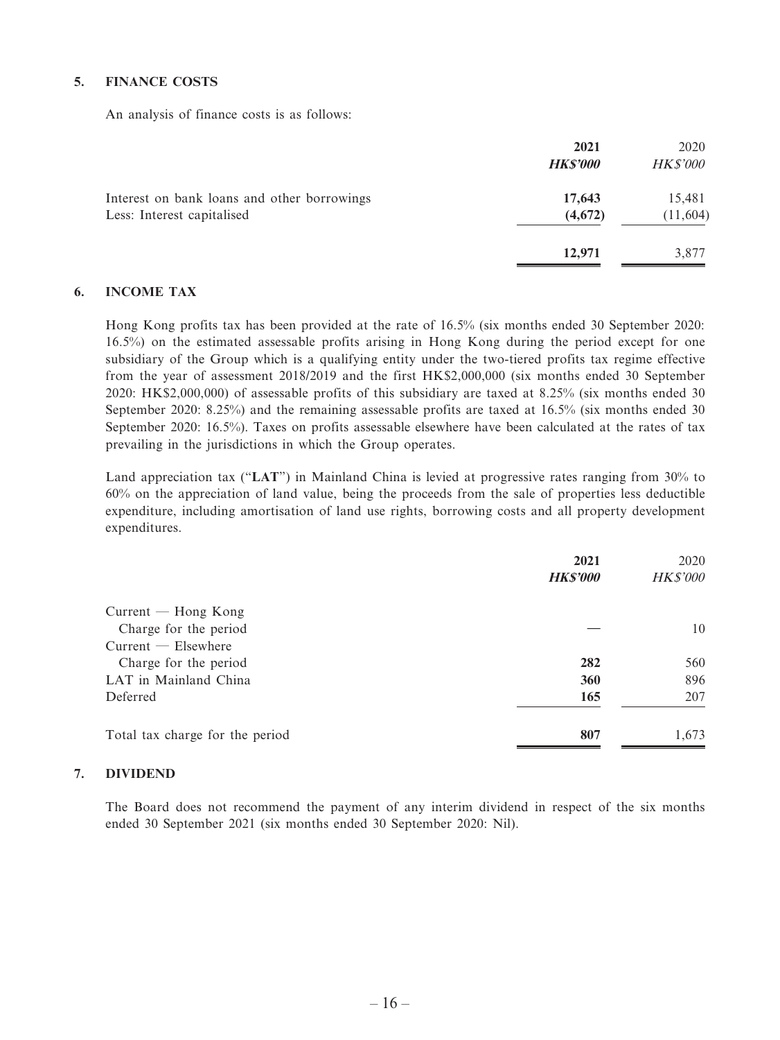## 5. FINANCE COSTS

An analysis of finance costs is as follows:

| | 2021 | 2020 |
|---|---|---|
| | ***HK$'000*** | *HK$'000* |
| Interest on bank loans and other borrowings | **17,643** | 15,481 |
| Less: Interest capitalised | **(4,672)** | (11,604) |
| | **12,971** | 3,877 |

## 6. INCOME TAX

Hong Kong profits tax has been provided at the rate of 16.5% (six months ended 30 September 2020: 16.5%) on the estimated assessable profits arising in Hong Kong during the period except for one subsidiary of the Group which is a qualifying entity under the two-tiered profits tax regime effective from the year of assessment 2018/2019 and the first HK$2,000,000 (six months ended 30 September 2020: HK$2,000,000) of assessable profits of this subsidiary are taxed at 8.25% (six months ended 30 September 2020: 8.25%) and the remaining assessable profits are taxed at 16.5% (six months ended 30 September 2020: 16.5%). Taxes on profits assessable elsewhere have been calculated at the rates of tax prevailing in the jurisdictions in which the Group operates.

Land appreciation tax ("**LAT**") in Mainland China is levied at progressive rates ranging from 30% to 60% on the appreciation of land value, being the proceeds from the sale of properties less deductible expenditure, including amortisation of land use rights, borrowing costs and all property development expenditures.

| | 2021 | 2020 |
|---|---|---|
| | ***HK$'000*** | *HK$'000* |
| Current — Hong Kong | | |
| Charge for the period | **—** | 10 |
| Current — Elsewhere | | |
| Charge for the period | **282** | 560 |
| LAT in Mainland China | **360** | 896 |
| Deferred | **165** | 207 |
| Total tax charge for the period | **807** | 1,673 |

## 7. DIVIDEND

The Board does not recommend the payment of any interim dividend in respect of the six months ended 30 September 2021 (six months ended 30 September 2020: Nil).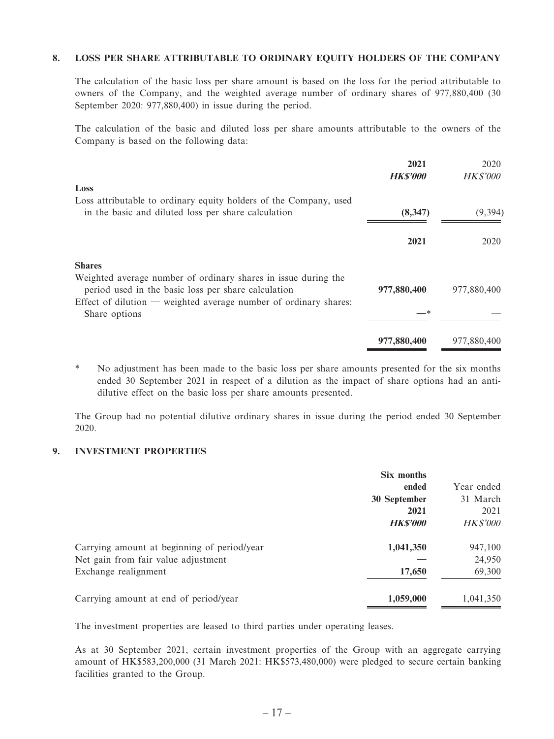## 8. LOSS PER SHARE ATTRIBUTABLE TO ORDINARY EQUITY HOLDERS OF THE COMPANY

The calculation of the basic loss per share amount is based on the loss for the period attributable to owners of the Company, and the weighted average number of ordinary shares of 977,880,400 (30 September 2020: 977,880,400) in issue during the period.

The calculation of the basic and diluted loss per share amounts attributable to the owners of the Company is based on the following data:

| | 2021 | 2020 |
|---|---|---|
| | ***HK$'000*** | *HK$'000* |
| **Loss** | | |
| Loss attributable to ordinary equity holders of the Company, used in the basic and diluted loss per share calculation | **(8,347)** | (9,394) |

| | 2021 | 2020 |
|---|---|---|
| **Shares** | | |
| Weighted average number of ordinary shares in issue during the period used in the basic loss per share calculation | **977,880,400** | 977,880,400 |
| Effect of dilution — weighted average number of ordinary shares: Share options | **—*** | — |
| | **977,880,400** | 977,880,400 |

\* No adjustment has been made to the basic loss per share amounts presented for the six months ended 30 September 2021 in respect of a dilution as the impact of share options had an anti-dilutive effect on the basic loss per share amounts presented.

The Group had no potential dilutive ordinary shares in issue during the period ended 30 September 2020.

## 9. INVESTMENT PROPERTIES

| | Six months ended 30 September 2021 | Year ended 31 March 2021 |
|---|---|---|
| | ***HK$'000*** | *HK$'000* |
| Carrying amount at beginning of period/year | **1,041,350** | 947,100 |
| Net gain from fair value adjustment | **—** | 24,950 |
| Exchange realignment | **17,650** | 69,300 |
| Carrying amount at end of period/year | **1,059,000** | 1,041,350 |

The investment properties are leased to third parties under operating leases.

As at 30 September 2021, certain investment properties of the Group with an aggregate carrying amount of HK$583,200,000 (31 March 2021: HK$573,480,000) were pledged to secure certain banking facilities granted to the Group.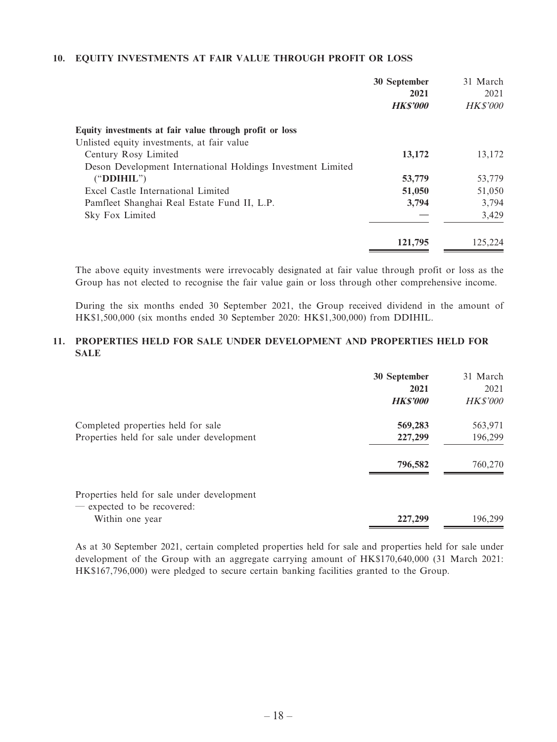## 10. EQUITY INVESTMENTS AT FAIR VALUE THROUGH PROFIT OR LOSS

| | 30 September 2021 | 31 March 2021 |
|---|---|---|
| | ***HK$'000*** | *HK$'000* |
| **Equity investments at fair value through profit or loss** | | |
| Unlisted equity investments, at fair value | | |
| Century Rosy Limited | **13,172** | 13,172 |
| Deson Development International Holdings Investment Limited ("**DDIHIL**") | **53,779** | 53,779 |
| Excel Castle International Limited | **51,050** | 51,050 |
| Pamfleet Shanghai Real Estate Fund II, L.P. | **3,794** | 3,794 |
| Sky Fox Limited | — | 3,429 |
| | **121,795** | 125,224 |

The above equity investments were irrevocably designated at fair value through profit or loss as the Group has not elected to recognise the fair value gain or loss through other comprehensive income.

During the six months ended 30 September 2021, the Group received dividend in the amount of HK$1,500,000 (six months ended 30 September 2020: HK$1,300,000) from DDIHIL.

## 11. PROPERTIES HELD FOR SALE UNDER DEVELOPMENT AND PROPERTIES HELD FOR SALE

| | 30 September 2021 | 31 March 2021 |
|---|---|---|
| | ***HK$'000*** | *HK$'000* |
| Completed properties held for sale | **569,283** | 563,971 |
| Properties held for sale under development | **227,299** | 196,299 |
| | **796,582** | 760,270 |
| Properties held for sale under development — expected to be recovered: | | |
| Within one year | **227,299** | 196,299 |

As at 30 September 2021, certain completed properties held for sale and properties held for sale under development of the Group with an aggregate carrying amount of HK$170,640,000 (31 March 2021: HK$167,796,000) were pledged to secure certain banking facilities granted to the Group.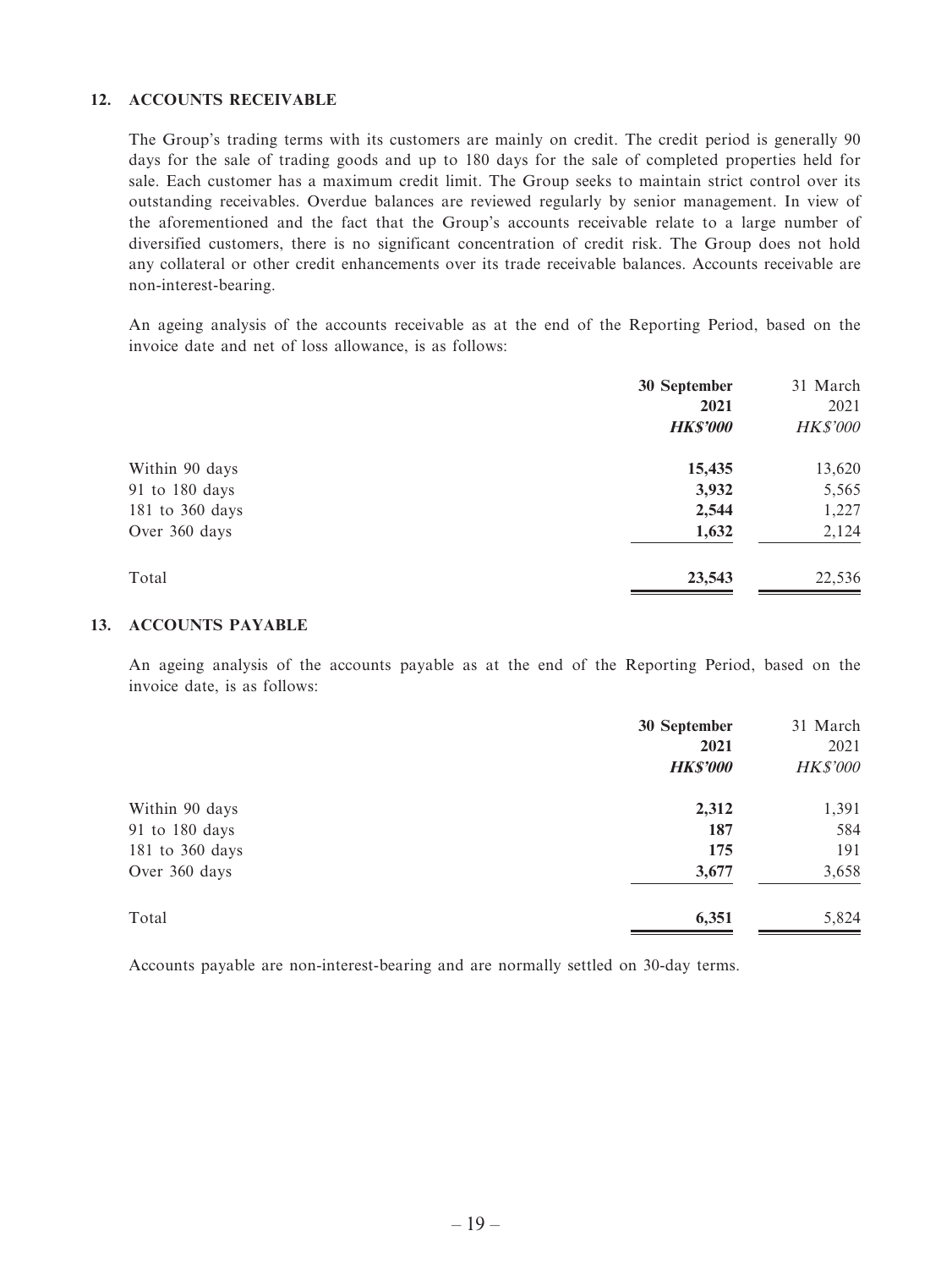## 12. ACCOUNTS RECEIVABLE

The Group's trading terms with its customers are mainly on credit. The credit period is generally 90 days for the sale of trading goods and up to 180 days for the sale of completed properties held for sale. Each customer has a maximum credit limit. The Group seeks to maintain strict control over its outstanding receivables. Overdue balances are reviewed regularly by senior management. In view of the aforementioned and the fact that the Group's accounts receivable relate to a large number of diversified customers, there is no significant concentration of credit risk. The Group does not hold any collateral or other credit enhancements over its trade receivable balances. Accounts receivable are non-interest-bearing.

An ageing analysis of the accounts receivable as at the end of the Reporting Period, based on the invoice date and net of loss allowance, is as follows:

| | **30 September 2021** | 31 March 2021 |
|---|---|---|
| | ***HK$'000*** | *HK$'000* |
| Within 90 days | **15,435** | 13,620 |
| 91 to 180 days | **3,932** | 5,565 |
| 181 to 360 days | **2,544** | 1,227 |
| Over 360 days | **1,632** | 2,124 |
| Total | **23,543** | 22,536 |

## 13. ACCOUNTS PAYABLE

An ageing analysis of the accounts payable as at the end of the Reporting Period, based on the invoice date, is as follows:

| | **30 September 2021** | 31 March 2021 |
|---|---|---|
| | ***HK$'000*** | *HK$'000* |
| Within 90 days | **2,312** | 1,391 |
| 91 to 180 days | **187** | 584 |
| 181 to 360 days | **175** | 191 |
| Over 360 days | **3,677** | 3,658 |
| Total | **6,351** | 5,824 |

Accounts payable are non-interest-bearing and are normally settled on 30-day terms.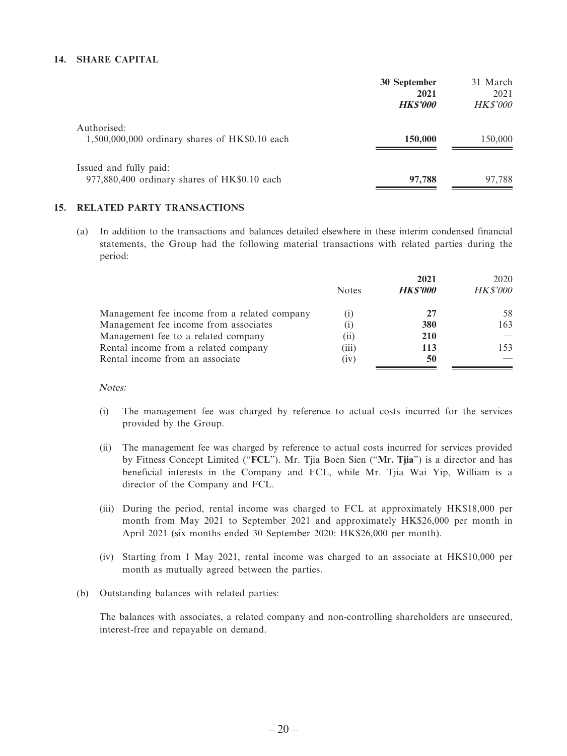## 14. SHARE CAPITAL

| | 30 September 2021 HK$'000 | 31 March 2021 HK$'000 |
|---|---|---|
| Authorised: | | |
| 1,500,000,000 ordinary shares of HK$0.10 each | **150,000** | 150,000 |
| Issued and fully paid: | | |
| 977,880,400 ordinary shares of HK$0.10 each | **97,788** | 97,788 |

## 15. RELATED PARTY TRANSACTIONS

(a) In addition to the transactions and balances detailed elsewhere in these interim condensed financial statements, the Group had the following material transactions with related parties during the period:

| | Notes | 2021 HK$'000 | 2020 HK$'000 |
|---|---|---|---|
| Management fee income from a related company | (i) | **27** | 58 |
| Management fee income from associates | (i) | **380** | 163 |
| Management fee to a related company | (ii) | **210** | — |
| Rental income from a related company | (iii) | **113** | 153 |
| Rental income from an associate | (iv) | **50** | — |

*Notes:*

(i) The management fee was charged by reference to actual costs incurred for the services provided by the Group.

(ii) The management fee was charged by reference to actual costs incurred for services provided by Fitness Concept Limited ("**FCL**"). Mr. Tjia Boen Sien ("**Mr. Tjia**") is a director and has beneficial interests in the Company and FCL, while Mr. Tjia Wai Yip, William is a director of the Company and FCL.

(iii) During the period, rental income was charged to FCL at approximately HK$18,000 per month from May 2021 to September 2021 and approximately HK$26,000 per month in April 2021 (six months ended 30 September 2020: HK$26,000 per month).

(iv) Starting from 1 May 2021, rental income was charged to an associate at HK$10,000 per month as mutually agreed between the parties.

(b) Outstanding balances with related parties:

The balances with associates, a related company and non-controlling shareholders are unsecured, interest-free and repayable on demand.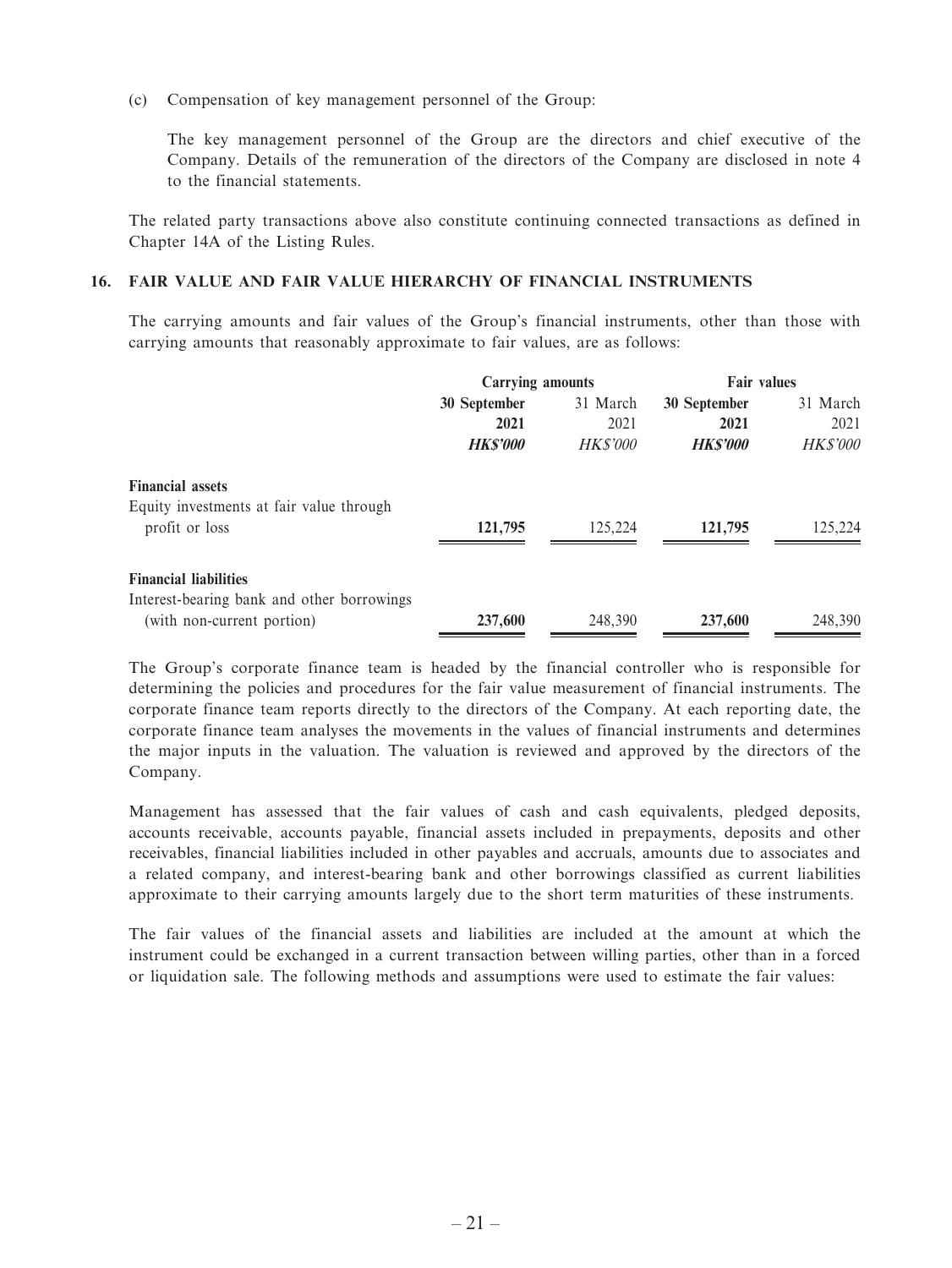(c) Compensation of key management personnel of the Group:

The key management personnel of the Group are the directors and chief executive of the Company. Details of the remuneration of the directors of the Company are disclosed in note 4 to the financial statements.

The related party transactions above also constitute continuing connected transactions as defined in Chapter 14A of the Listing Rules.

## 16. FAIR VALUE AND FAIR VALUE HIERARCHY OF FINANCIAL INSTRUMENTS

The carrying amounts and fair values of the Group's financial instruments, other than those with carrying amounts that reasonably approximate to fair values, are as follows:

| | **Carrying amounts** | | **Fair values** | |
|---|---|---|---|---|
| | **30 September 2021** | 31 March 2021 | **30 September 2021** | 31 March 2021 |
| | ***HK$'000*** | *HK$'000* | ***HK$'000*** | *HK$'000* |
| **Financial assets** | | | | |
| Equity investments at fair value through profit or loss | **121,795** | 125,224 | **121,795** | 125,224 |
| **Financial liabilities** | | | | |
| Interest-bearing bank and other borrowings (with non-current portion) | **237,600** | 248,390 | **237,600** | 248,390 |

The Group's corporate finance team is headed by the financial controller who is responsible for determining the policies and procedures for the fair value measurement of financial instruments. The corporate finance team reports directly to the directors of the Company. At each reporting date, the corporate finance team analyses the movements in the values of financial instruments and determines the major inputs in the valuation. The valuation is reviewed and approved by the directors of the Company.

Management has assessed that the fair values of cash and cash equivalents, pledged deposits, accounts receivable, accounts payable, financial assets included in prepayments, deposits and other receivables, financial liabilities included in other payables and accruals, amounts due to associates and a related company, and interest-bearing bank and other borrowings classified as current liabilities approximate to their carrying amounts largely due to the short term maturities of these instruments.

The fair values of the financial assets and liabilities are included at the amount at which the instrument could be exchanged in a current transaction between willing parties, other than in a forced or liquidation sale. The following methods and assumptions were used to estimate the fair values: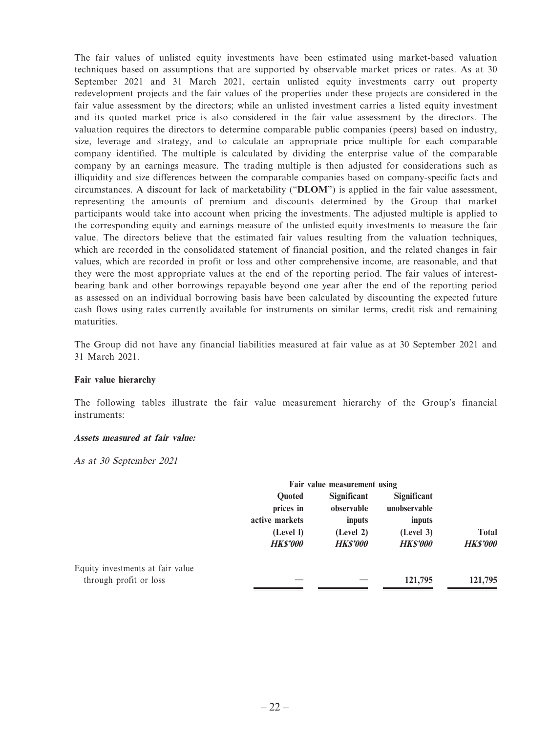The fair values of unlisted equity investments have been estimated using market-based valuation techniques based on assumptions that are supported by observable market prices or rates. As at 30 September 2021 and 31 March 2021, certain unlisted equity investments carry out property redevelopment projects and the fair values of the properties under these projects are considered in the fair value assessment by the directors; while an unlisted investment carries a listed equity investment and its quoted market price is also considered in the fair value assessment by the directors. The valuation requires the directors to determine comparable public companies (peers) based on industry, size, leverage and strategy, and to calculate an appropriate price multiple for each comparable company identified. The multiple is calculated by dividing the enterprise value of the comparable company by an earnings measure. The trading multiple is then adjusted for considerations such as illiquidity and size differences between the comparable companies based on company-specific facts and circumstances. A discount for lack of marketability ("**DLOM**") is applied in the fair value assessment, representing the amounts of premium and discounts determined by the Group that market participants would take into account when pricing the investments. The adjusted multiple is applied to the corresponding equity and earnings measure of the unlisted equity investments to measure the fair value. The directors believe that the estimated fair values resulting from the valuation techniques, which are recorded in the consolidated statement of financial position, and the related changes in fair values, which are recorded in profit or loss and other comprehensive income, are reasonable, and that they were the most appropriate values at the end of the reporting period. The fair values of interest-bearing bank and other borrowings repayable beyond one year after the end of the reporting period as assessed on an individual borrowing basis have been calculated by discounting the expected future cash flows using rates currently available for instruments on similar terms, credit risk and remaining maturities.

The Group did not have any financial liabilities measured at fair value as at 30 September 2021 and 31 March 2021.

**Fair value hierarchy**

The following tables illustrate the fair value measurement hierarchy of the Group's financial instruments:

***Assets measured at fair value:***

*As at 30 September 2021*

| | Fair value measurement using | | | |
|---|---|---|---|---|
| | Quoted prices in active markets (Level 1) | Significant observable inputs (Level 2) | Significant unobservable inputs (Level 3) | Total |
| | ***HK$'000*** | ***HK$'000*** | ***HK$'000*** | ***HK$'000*** |
| Equity investments at fair value through profit or loss | — | — | 121,795 | 121,795 |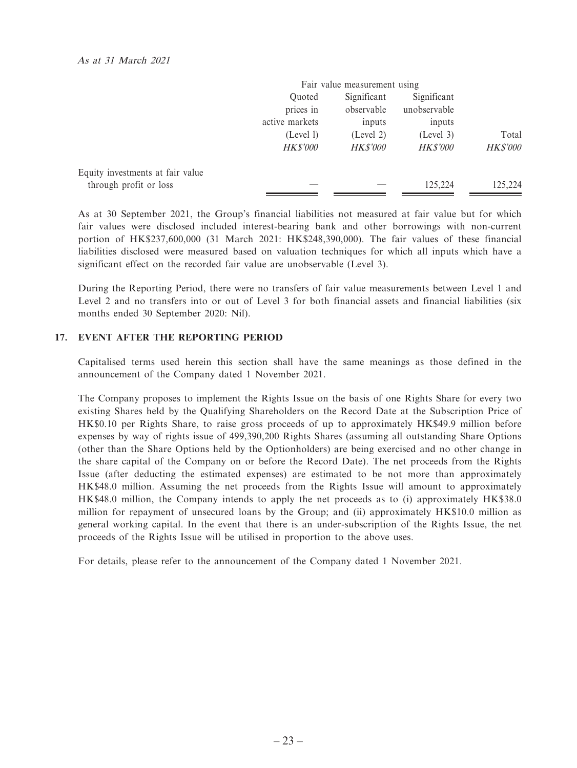*As at 31 March 2021*

| | Fair value measurement using | | | |
|---|---|---|---|---|
| | Quoted prices in active markets (Level 1) | Significant observable inputs (Level 2) | Significant unobservable inputs (Level 3) | Total |
| | *HK$'000* | *HK$'000* | *HK$'000* | *HK$'000* |
| Equity investments at fair value through profit or loss | — | — | 125,224 | 125,224 |

As at 30 September 2021, the Group's financial liabilities not measured at fair value but for which fair values were disclosed included interest-bearing bank and other borrowings with non-current portion of HK$237,600,000 (31 March 2021: HK$248,390,000). The fair values of these financial liabilities disclosed were measured based on valuation techniques for which all inputs which have a significant effect on the recorded fair value are unobservable (Level 3).

During the Reporting Period, there were no transfers of fair value measurements between Level 1 and Level 2 and no transfers into or out of Level 3 for both financial assets and financial liabilities (six months ended 30 September 2020: Nil).

## 17. EVENT AFTER THE REPORTING PERIOD

Capitalised terms used herein this section shall have the same meanings as those defined in the announcement of the Company dated 1 November 2021.

The Company proposes to implement the Rights Issue on the basis of one Rights Share for every two existing Shares held by the Qualifying Shareholders on the Record Date at the Subscription Price of HK$0.10 per Rights Share, to raise gross proceeds of up to approximately HK$49.9 million before expenses by way of rights issue of 499,390,200 Rights Shares (assuming all outstanding Share Options (other than the Share Options held by the Optionholders) are being exercised and no other change in the share capital of the Company on or before the Record Date). The net proceeds from the Rights Issue (after deducting the estimated expenses) are estimated to be not more than approximately HK$48.0 million. Assuming the net proceeds from the Rights Issue will amount to approximately HK$48.0 million, the Company intends to apply the net proceeds as to (i) approximately HK$38.0 million for repayment of unsecured loans by the Group; and (ii) approximately HK$10.0 million as general working capital. In the event that there is an under-subscription of the Rights Issue, the net proceeds of the Rights Issue will be utilised in proportion to the above uses.

For details, please refer to the announcement of the Company dated 1 November 2021.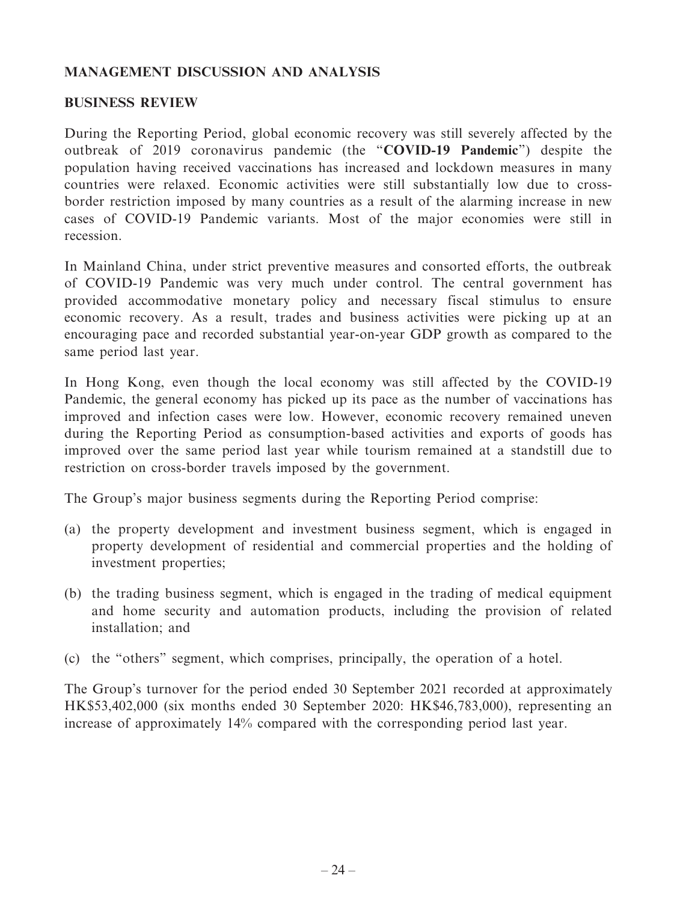## MANAGEMENT DISCUSSION AND ANALYSIS

### BUSINESS REVIEW

During the Reporting Period, global economic recovery was still severely affected by the outbreak of 2019 coronavirus pandemic (the "**COVID-19 Pandemic**") despite the population having received vaccinations has increased and lockdown measures in many countries were relaxed. Economic activities were still substantially low due to cross-border restriction imposed by many countries as a result of the alarming increase in new cases of COVID-19 Pandemic variants. Most of the major economies were still in recession.

In Mainland China, under strict preventive measures and consorted efforts, the outbreak of COVID-19 Pandemic was very much under control. The central government has provided accommodative monetary policy and necessary fiscal stimulus to ensure economic recovery. As a result, trades and business activities were picking up at an encouraging pace and recorded substantial year-on-year GDP growth as compared to the same period last year.

In Hong Kong, even though the local economy was still affected by the COVID-19 Pandemic, the general economy has picked up its pace as the number of vaccinations has improved and infection cases were low. However, economic recovery remained uneven during the Reporting Period as consumption-based activities and exports of goods has improved over the same period last year while tourism remained at a standstill due to restriction on cross-border travels imposed by the government.

The Group's major business segments during the Reporting Period comprise:

(a) the property development and investment business segment, which is engaged in property development of residential and commercial properties and the holding of investment properties;

(b) the trading business segment, which is engaged in the trading of medical equipment and home security and automation products, including the provision of related installation; and

(c) the "others" segment, which comprises, principally, the operation of a hotel.

The Group's turnover for the period ended 30 September 2021 recorded at approximately HK$53,402,000 (six months ended 30 September 2020: HK$46,783,000), representing an increase of approximately 14% compared with the corresponding period last year.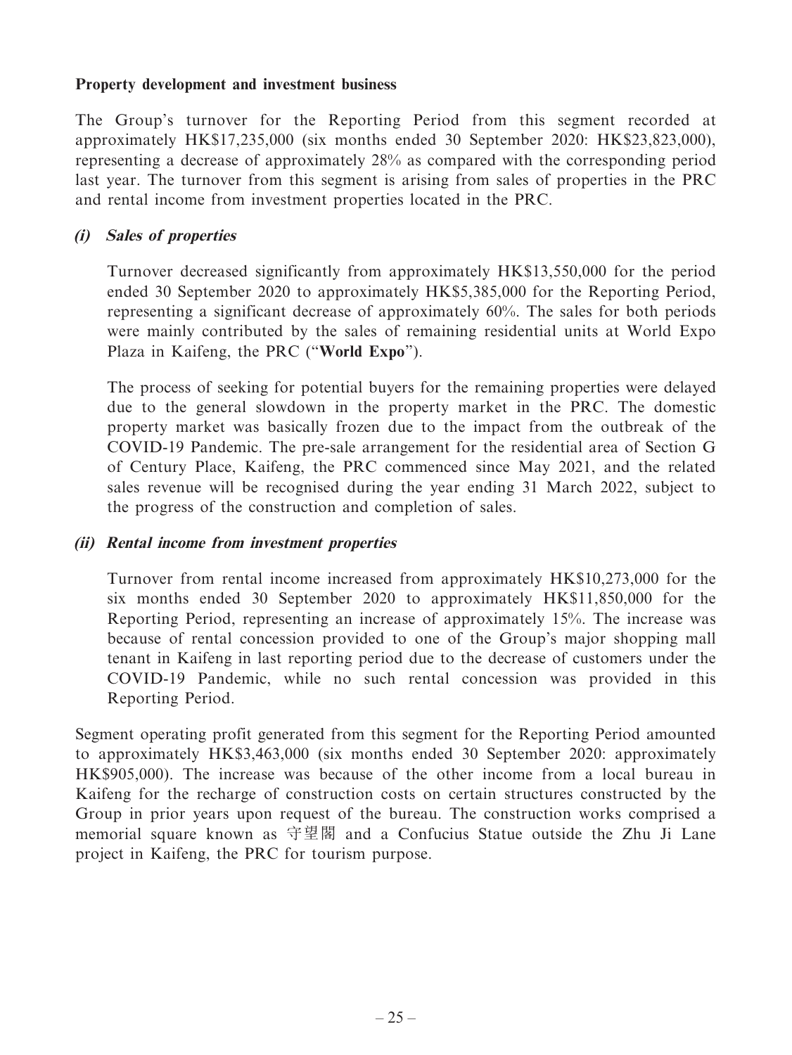**Property development and investment business**

The Group's turnover for the Reporting Period from this segment recorded at approximately HK$17,235,000 (six months ended 30 September 2020: HK$23,823,000), representing a decrease of approximately 28% as compared with the corresponding period last year. The turnover from this segment is arising from sales of properties in the PRC and rental income from investment properties located in the PRC.

***(i) Sales of properties***

Turnover decreased significantly from approximately HK$13,550,000 for the period ended 30 September 2020 to approximately HK$5,385,000 for the Reporting Period, representing a significant decrease of approximately 60%. The sales for both periods were mainly contributed by the sales of remaining residential units at World Expo Plaza in Kaifeng, the PRC ("**World Expo**").

The process of seeking for potential buyers for the remaining properties were delayed due to the general slowdown in the property market in the PRC. The domestic property market was basically frozen due to the impact from the outbreak of the COVID-19 Pandemic. The pre-sale arrangement for the residential area of Section G of Century Place, Kaifeng, the PRC commenced since May 2021, and the related sales revenue will be recognised during the year ending 31 March 2022, subject to the progress of the construction and completion of sales.

***(ii) Rental income from investment properties***

Turnover from rental income increased from approximately HK$10,273,000 for the six months ended 30 September 2020 to approximately HK$11,850,000 for the Reporting Period, representing an increase of approximately 15%. The increase was because of rental concession provided to one of the Group's major shopping mall tenant in Kaifeng in last reporting period due to the decrease of customers under the COVID-19 Pandemic, while no such rental concession was provided in this Reporting Period.

Segment operating profit generated from this segment for the Reporting Period amounted to approximately HK$3,463,000 (six months ended 30 September 2020: approximately HK$905,000). The increase was because of the other income from a local bureau in Kaifeng for the recharge of construction costs on certain structures constructed by the Group in prior years upon request of the bureau. The construction works comprised a memorial square known as 守望閣 and a Confucius Statue outside the Zhu Ji Lane project in Kaifeng, the PRC for tourism purpose.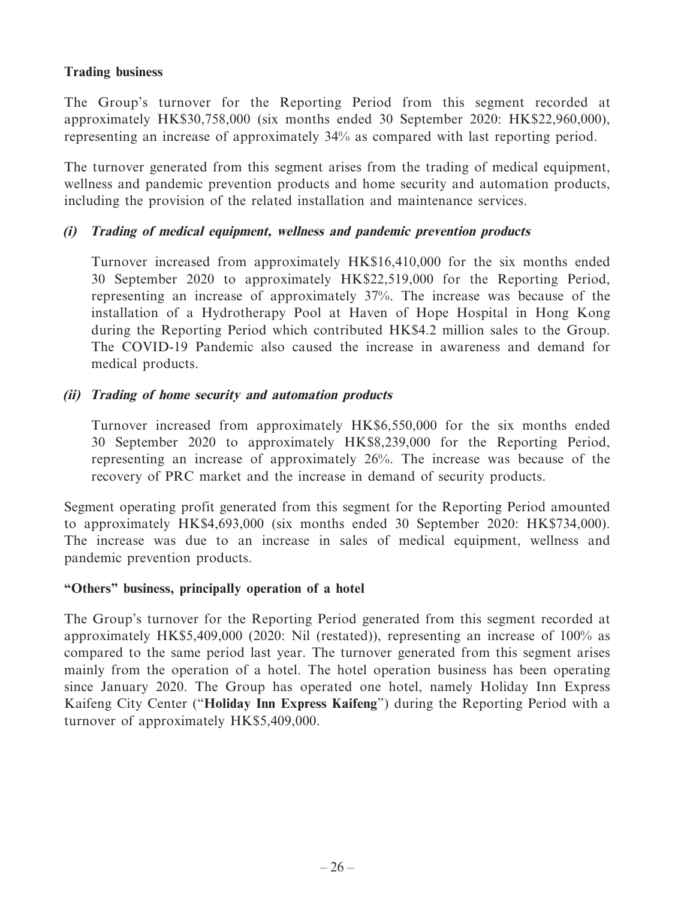**Trading business**

The Group's turnover for the Reporting Period from this segment recorded at approximately HK$30,758,000 (six months ended 30 September 2020: HK$22,960,000), representing an increase of approximately 34% as compared with last reporting period.

The turnover generated from this segment arises from the trading of medical equipment, wellness and pandemic prevention products and home security and automation products, including the provision of the related installation and maintenance services.

***(i) Trading of medical equipment, wellness and pandemic prevention products***

Turnover increased from approximately HK$16,410,000 for the six months ended 30 September 2020 to approximately HK$22,519,000 for the Reporting Period, representing an increase of approximately 37%. The increase was because of the installation of a Hydrotherapy Pool at Haven of Hope Hospital in Hong Kong during the Reporting Period which contributed HK$4.2 million sales to the Group. The COVID-19 Pandemic also caused the increase in awareness and demand for medical products.

***(ii) Trading of home security and automation products***

Turnover increased from approximately HK$6,550,000 for the six months ended 30 September 2020 to approximately HK$8,239,000 for the Reporting Period, representing an increase of approximately 26%. The increase was because of the recovery of PRC market and the increase in demand of security products.

Segment operating profit generated from this segment for the Reporting Period amounted to approximately HK$4,693,000 (six months ended 30 September 2020: HK$734,000). The increase was due to an increase in sales of medical equipment, wellness and pandemic prevention products.

**"Others" business, principally operation of a hotel**

The Group's turnover for the Reporting Period generated from this segment recorded at approximately HK$5,409,000 (2020: Nil (restated)), representing an increase of 100% as compared to the same period last year. The turnover generated from this segment arises mainly from the operation of a hotel. The hotel operation business has been operating since January 2020. The Group has operated one hotel, namely Holiday Inn Express Kaifeng City Center ("**Holiday Inn Express Kaifeng**") during the Reporting Period with a turnover of approximately HK$5,409,000.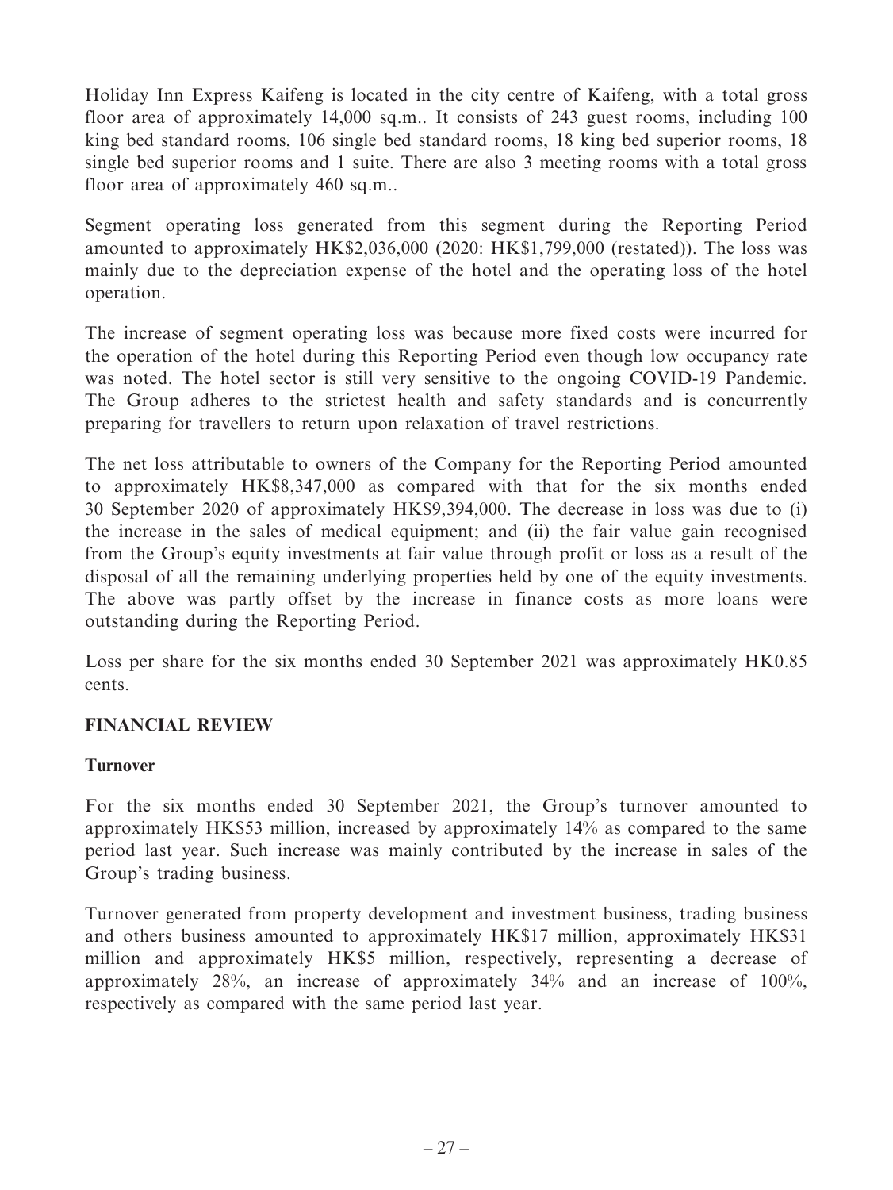Holiday Inn Express Kaifeng is located in the city centre of Kaifeng, with a total gross floor area of approximately 14,000 sq.m.. It consists of 243 guest rooms, including 100 king bed standard rooms, 106 single bed standard rooms, 18 king bed superior rooms, 18 single bed superior rooms and 1 suite. There are also 3 meeting rooms with a total gross floor area of approximately 460 sq.m..

Segment operating loss generated from this segment during the Reporting Period amounted to approximately HK$2,036,000 (2020: HK$1,799,000 (restated)). The loss was mainly due to the depreciation expense of the hotel and the operating loss of the hotel operation.

The increase of segment operating loss was because more fixed costs were incurred for the operation of the hotel during this Reporting Period even though low occupancy rate was noted. The hotel sector is still very sensitive to the ongoing COVID-19 Pandemic. The Group adheres to the strictest health and safety standards and is concurrently preparing for travellers to return upon relaxation of travel restrictions.

The net loss attributable to owners of the Company for the Reporting Period amounted to approximately HK$8,347,000 as compared with that for the six months ended 30 September 2020 of approximately HK$9,394,000. The decrease in loss was due to (i) the increase in the sales of medical equipment; and (ii) the fair value gain recognised from the Group's equity investments at fair value through profit or loss as a result of the disposal of all the remaining underlying properties held by one of the equity investments. The above was partly offset by the increase in finance costs as more loans were outstanding during the Reporting Period.

Loss per share for the six months ended 30 September 2021 was approximately HK0.85 cents.

## FINANCIAL REVIEW

### Turnover

For the six months ended 30 September 2021, the Group's turnover amounted to approximately HK$53 million, increased by approximately 14% as compared to the same period last year. Such increase was mainly contributed by the increase in sales of the Group's trading business.

Turnover generated from property development and investment business, trading business and others business amounted to approximately HK$17 million, approximately HK$31 million and approximately HK$5 million, respectively, representing a decrease of approximately 28%, an increase of approximately 34% and an increase of 100%, respectively as compared with the same period last year.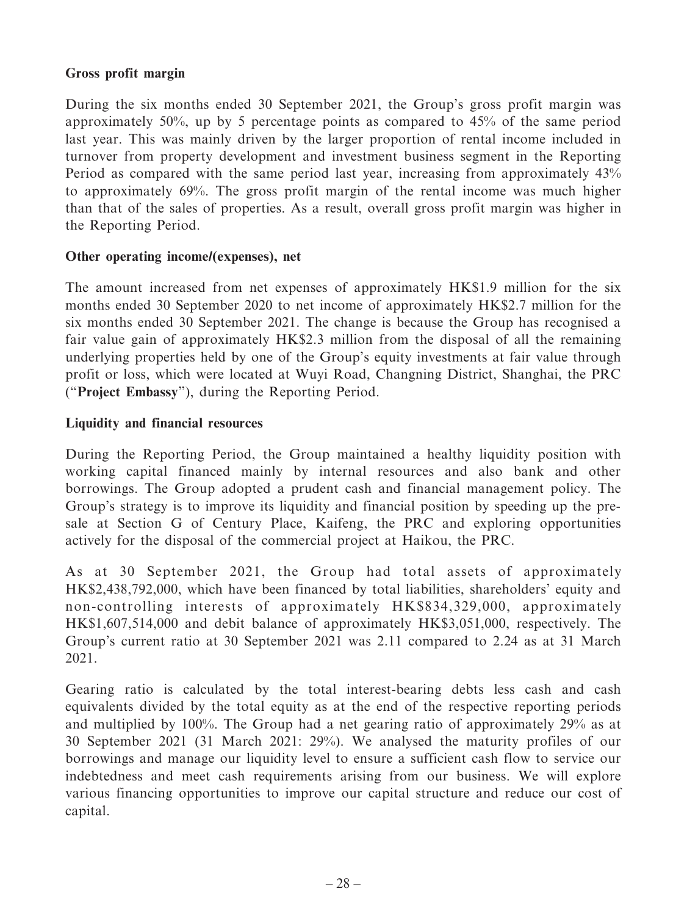**Gross profit margin**

During the six months ended 30 September 2021, the Group's gross profit margin was approximately 50%, up by 5 percentage points as compared to 45% of the same period last year. This was mainly driven by the larger proportion of rental income included in turnover from property development and investment business segment in the Reporting Period as compared with the same period last year, increasing from approximately 43% to approximately 69%. The gross profit margin of the rental income was much higher than that of the sales of properties. As a result, overall gross profit margin was higher in the Reporting Period.

**Other operating income/(expenses), net**

The amount increased from net expenses of approximately HK$1.9 million for the six months ended 30 September 2020 to net income of approximately HK$2.7 million for the six months ended 30 September 2021. The change is because the Group has recognised a fair value gain of approximately HK$2.3 million from the disposal of all the remaining underlying properties held by one of the Group's equity investments at fair value through profit or loss, which were located at Wuyi Road, Changning District, Shanghai, the PRC ("**Project Embassy**"), during the Reporting Period.

**Liquidity and financial resources**

During the Reporting Period, the Group maintained a healthy liquidity position with working capital financed mainly by internal resources and also bank and other borrowings. The Group adopted a prudent cash and financial management policy. The Group's strategy is to improve its liquidity and financial position by speeding up the pre-sale at Section G of Century Place, Kaifeng, the PRC and exploring opportunities actively for the disposal of the commercial project at Haikou, the PRC.

As at 30 September 2021, the Group had total assets of approximately HK$2,438,792,000, which have been financed by total liabilities, shareholders' equity and non-controlling interests of approximately HK$834,329,000, approximately HK$1,607,514,000 and debit balance of approximately HK$3,051,000, respectively. The Group's current ratio at 30 September 2021 was 2.11 compared to 2.24 as at 31 March 2021.

Gearing ratio is calculated by the total interest-bearing debts less cash and cash equivalents divided by the total equity as at the end of the respective reporting periods and multiplied by 100%. The Group had a net gearing ratio of approximately 29% as at 30 September 2021 (31 March 2021: 29%). We analysed the maturity profiles of our borrowings and manage our liquidity level to ensure a sufficient cash flow to service our indebtedness and meet cash requirements arising from our business. We will explore various financing opportunities to improve our capital structure and reduce our cost of capital.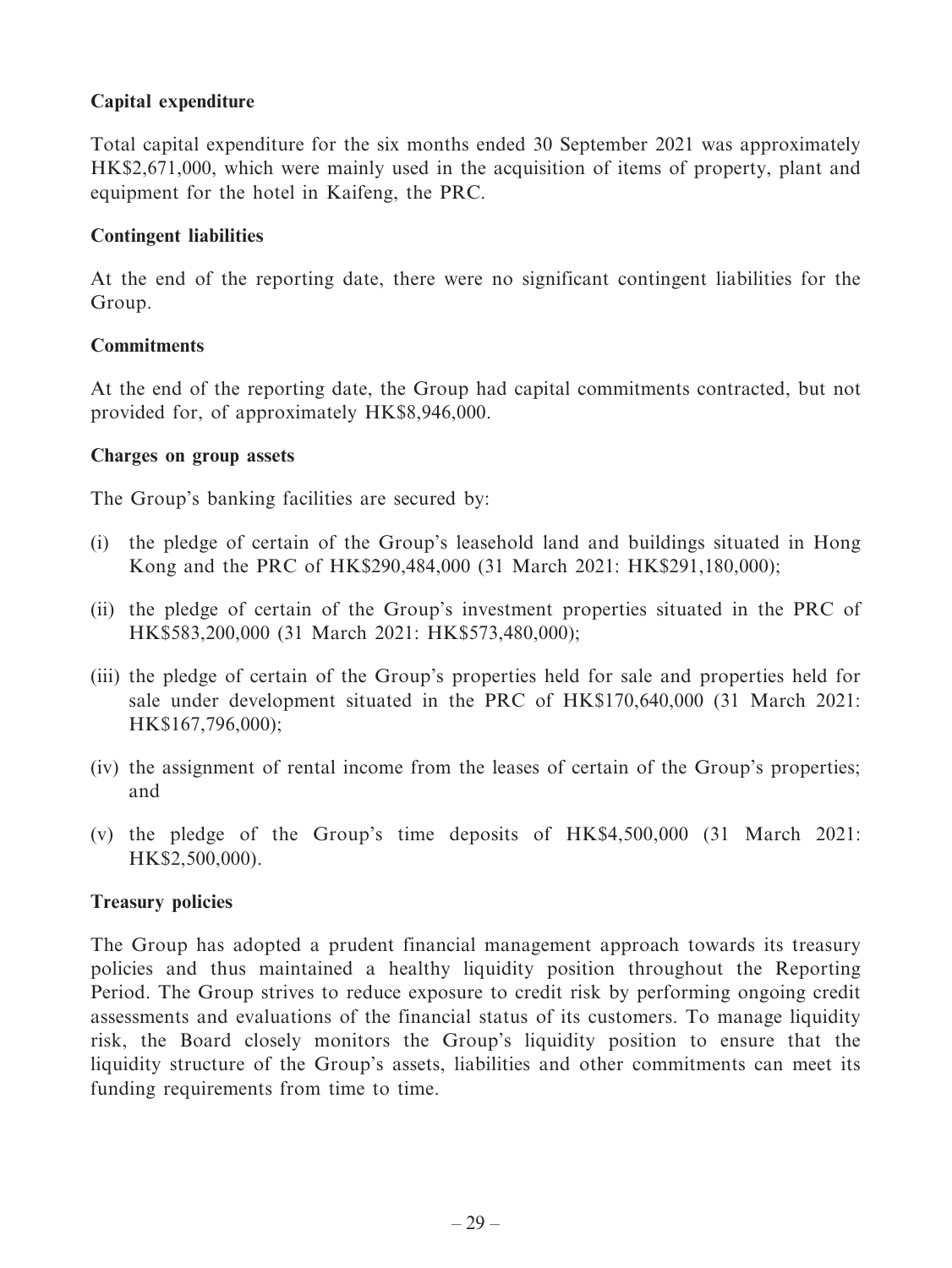**Capital expenditure**

Total capital expenditure for the six months ended 30 September 2021 was approximately HK$2,671,000, which were mainly used in the acquisition of items of property, plant and equipment for the hotel in Kaifeng, the PRC.

**Contingent liabilities**

At the end of the reporting date, there were no significant contingent liabilities for the Group.

**Commitments**

At the end of the reporting date, the Group had capital commitments contracted, but not provided for, of approximately HK$8,946,000.

**Charges on group assets**

The Group's banking facilities are secured by:

(i) the pledge of certain of the Group's leasehold land and buildings situated in Hong Kong and the PRC of HK$290,484,000 (31 March 2021: HK$291,180,000);

(ii) the pledge of certain of the Group's investment properties situated in the PRC of HK$583,200,000 (31 March 2021: HK$573,480,000);

(iii) the pledge of certain of the Group's properties held for sale and properties held for sale under development situated in the PRC of HK$170,640,000 (31 March 2021: HK$167,796,000);

(iv) the assignment of rental income from the leases of certain of the Group's properties; and

(v) the pledge of the Group's time deposits of HK$4,500,000 (31 March 2021: HK$2,500,000).

**Treasury policies**

The Group has adopted a prudent financial management approach towards its treasury policies and thus maintained a healthy liquidity position throughout the Reporting Period. The Group strives to reduce exposure to credit risk by performing ongoing credit assessments and evaluations of the financial status of its customers. To manage liquidity risk, the Board closely monitors the Group's liquidity position to ensure that the liquidity structure of the Group's assets, liabilities and other commitments can meet its funding requirements from time to time.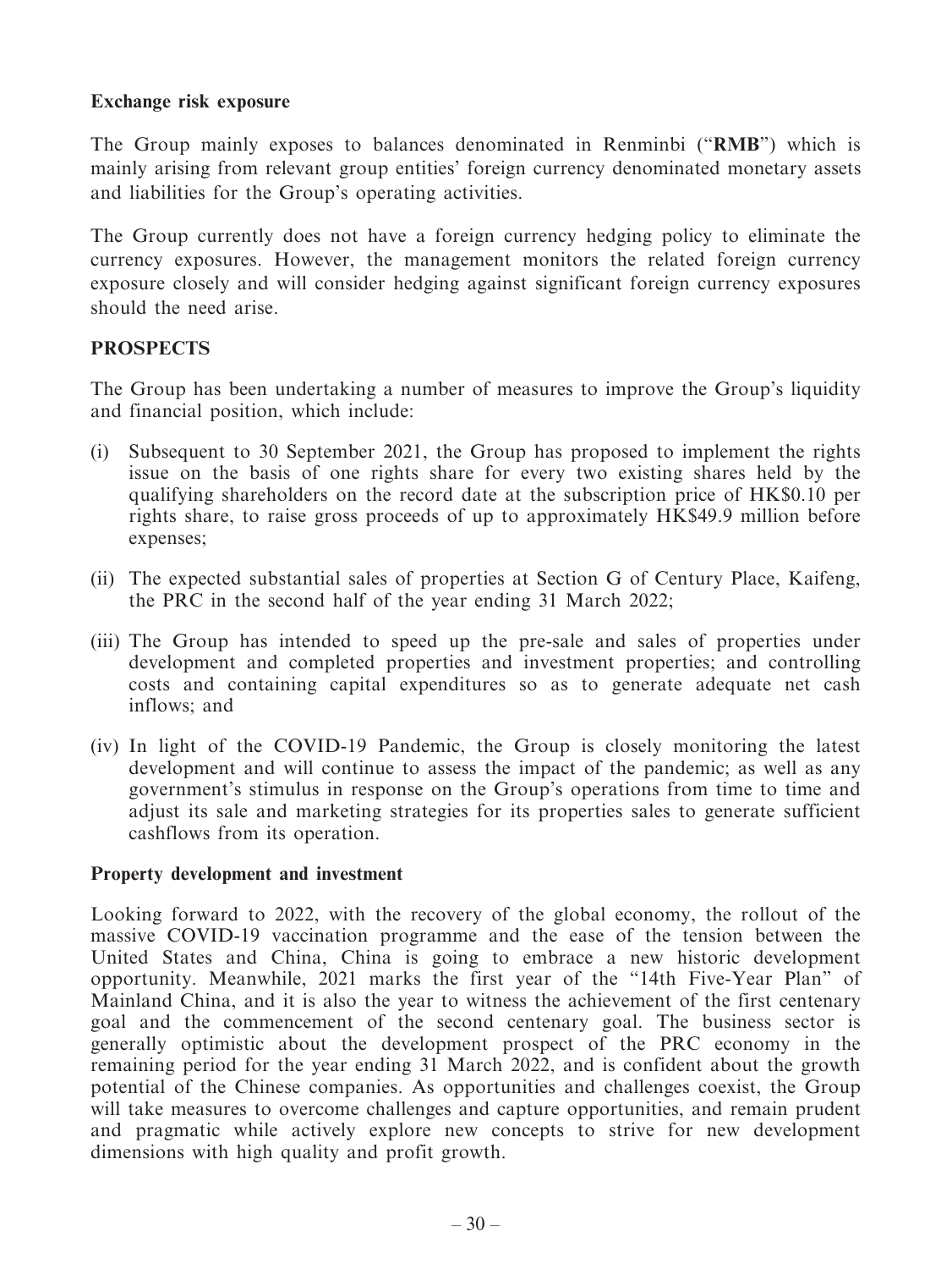**Exchange risk exposure**

The Group mainly exposes to balances denominated in Renminbi ("**RMB**") which is mainly arising from relevant group entities' foreign currency denominated monetary assets and liabilities for the Group's operating activities.

The Group currently does not have a foreign currency hedging policy to eliminate the currency exposures. However, the management monitors the related foreign currency exposure closely and will consider hedging against significant foreign currency exposures should the need arise.

## PROSPECTS

The Group has been undertaking a number of measures to improve the Group's liquidity and financial position, which include:

(i) Subsequent to 30 September 2021, the Group has proposed to implement the rights issue on the basis of one rights share for every two existing shares held by the qualifying shareholders on the record date at the subscription price of HK$0.10 per rights share, to raise gross proceeds of up to approximately HK$49.9 million before expenses;

(ii) The expected substantial sales of properties at Section G of Century Place, Kaifeng, the PRC in the second half of the year ending 31 March 2022;

(iii) The Group has intended to speed up the pre-sale and sales of properties under development and completed properties and investment properties; and controlling costs and containing capital expenditures so as to generate adequate net cash inflows; and

(iv) In light of the COVID-19 Pandemic, the Group is closely monitoring the latest development and will continue to assess the impact of the pandemic; as well as any government's stimulus in response on the Group's operations from time to time and adjust its sale and marketing strategies for its properties sales to generate sufficient cashflows from its operation.

**Property development and investment**

Looking forward to 2022, with the recovery of the global economy, the rollout of the massive COVID-19 vaccination programme and the ease of the tension between the United States and China, China is going to embrace a new historic development opportunity. Meanwhile, 2021 marks the first year of the "14th Five-Year Plan" of Mainland China, and it is also the year to witness the achievement of the first centenary goal and the commencement of the second centenary goal. The business sector is generally optimistic about the development prospect of the PRC economy in the remaining period for the year ending 31 March 2022, and is confident about the growth potential of the Chinese companies. As opportunities and challenges coexist, the Group will take measures to overcome challenges and capture opportunities, and remain prudent and pragmatic while actively explore new concepts to strive for new development dimensions with high quality and profit growth.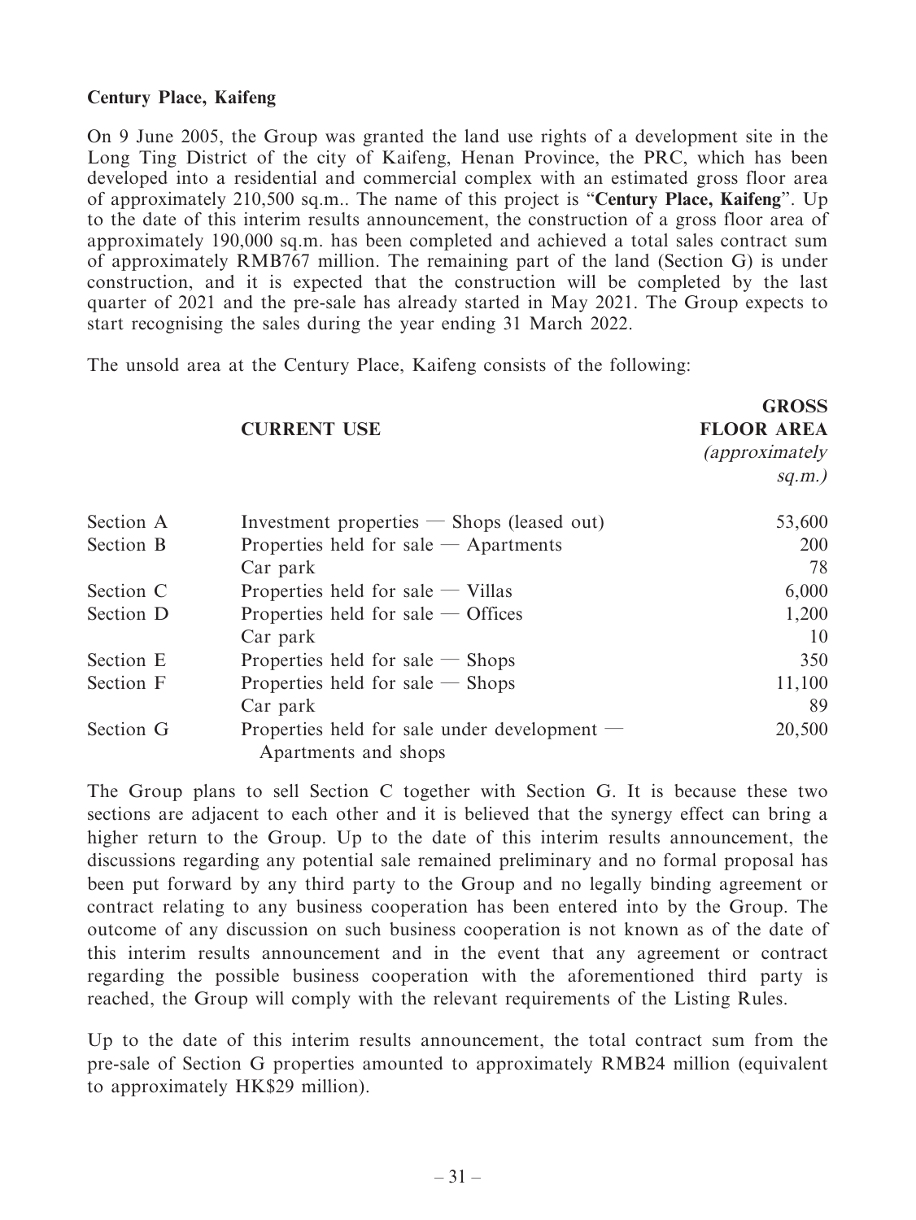**Century Place, Kaifeng**

On 9 June 2005, the Group was granted the land use rights of a development site in the Long Ting District of the city of Kaifeng, Henan Province, the PRC, which has been developed into a residential and commercial complex with an estimated gross floor area of approximately 210,500 sq.m.. The name of this project is "**Century Place, Kaifeng**". Up to the date of this interim results announcement, the construction of a gross floor area of approximately 190,000 sq.m. has been completed and achieved a total sales contract sum of approximately RMB767 million. The remaining part of the land (Section G) is under construction, and it is expected that the construction will be completed by the last quarter of 2021 and the pre-sale has already started in May 2021. The Group expects to start recognising the sales during the year ending 31 March 2022.

The unsold area at the Century Place, Kaifeng consists of the following:

| | **CURRENT USE** | **GROSS FLOOR AREA** *(approximately sq.m.)* |
|---|---|---|
| Section A | Investment properties — Shops (leased out) | 53,600 |
| Section B | Properties held for sale — Apartments | 200 |
| | Car park | 78 |
| Section C | Properties held for sale — Villas | 6,000 |
| Section D | Properties held for sale — Offices | 1,200 |
| | Car park | 10 |
| Section E | Properties held for sale — Shops | 350 |
| Section F | Properties held for sale — Shops | 11,100 |
| | Car park | 89 |
| Section G | Properties held for sale under development — Apartments and shops | 20,500 |

The Group plans to sell Section C together with Section G. It is because these two sections are adjacent to each other and it is believed that the synergy effect can bring a higher return to the Group. Up to the date of this interim results announcement, the discussions regarding any potential sale remained preliminary and no formal proposal has been put forward by any third party to the Group and no legally binding agreement or contract relating to any business cooperation has been entered into by the Group. The outcome of any discussion on such business cooperation is not known as of the date of this interim results announcement and in the event that any agreement or contract regarding the possible business cooperation with the aforementioned third party is reached, the Group will comply with the relevant requirements of the Listing Rules.

Up to the date of this interim results announcement, the total contract sum from the pre-sale of Section G properties amounted to approximately RMB24 million (equivalent to approximately HK$29 million).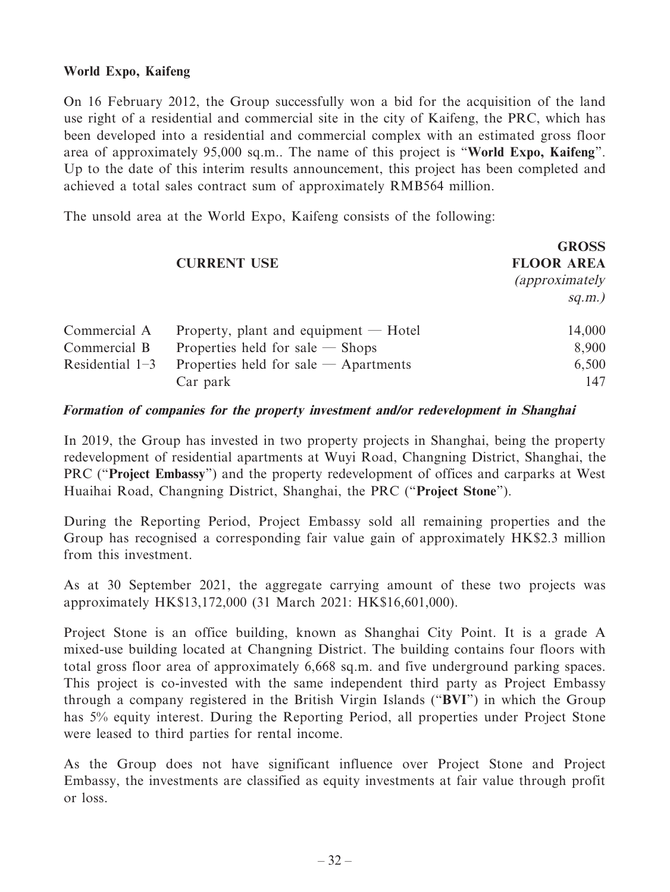**World Expo, Kaifeng**

On 16 February 2012, the Group successfully won a bid for the acquisition of the land use right of a residential and commercial site in the city of Kaifeng, the PRC, which has been developed into a residential and commercial complex with an estimated gross floor area of approximately 95,000 sq.m.. The name of this project is "**World Expo, Kaifeng**". Up to the date of this interim results announcement, this project has been completed and achieved a total sales contract sum of approximately RMB564 million.

The unsold area at the World Expo, Kaifeng consists of the following:

| | **CURRENT USE** | **GROSS FLOOR AREA** *(approximately sq.m.)* |
|---|---|---|
| Commercial A | Property, plant and equipment — Hotel | 14,000 |
| Commercial B | Properties held for sale — Shops | 8,900 |
| Residential 1–3 | Properties held for sale — Apartments | 6,500 |
| | Car park | 147 |

***Formation of companies for the property investment and/or redevelopment in Shanghai***

In 2019, the Group has invested in two property projects in Shanghai, being the property redevelopment of residential apartments at Wuyi Road, Changning District, Shanghai, the PRC ("**Project Embassy**") and the property redevelopment of offices and carparks at West Huaihai Road, Changning District, Shanghai, the PRC ("**Project Stone**").

During the Reporting Period, Project Embassy sold all remaining properties and the Group has recognised a corresponding fair value gain of approximately HK$2.3 million from this investment.

As at 30 September 2021, the aggregate carrying amount of these two projects was approximately HK$13,172,000 (31 March 2021: HK$16,601,000).

Project Stone is an office building, known as Shanghai City Point. It is a grade A mixed-use building located at Changning District. The building contains four floors with total gross floor area of approximately 6,668 sq.m. and five underground parking spaces. This project is co-invested with the same independent third party as Project Embassy through a company registered in the British Virgin Islands ("**BVI**") in which the Group has 5% equity interest. During the Reporting Period, all properties under Project Stone were leased to third parties for rental income.

As the Group does not have significant influence over Project Stone and Project Embassy, the investments are classified as equity investments at fair value through profit or loss.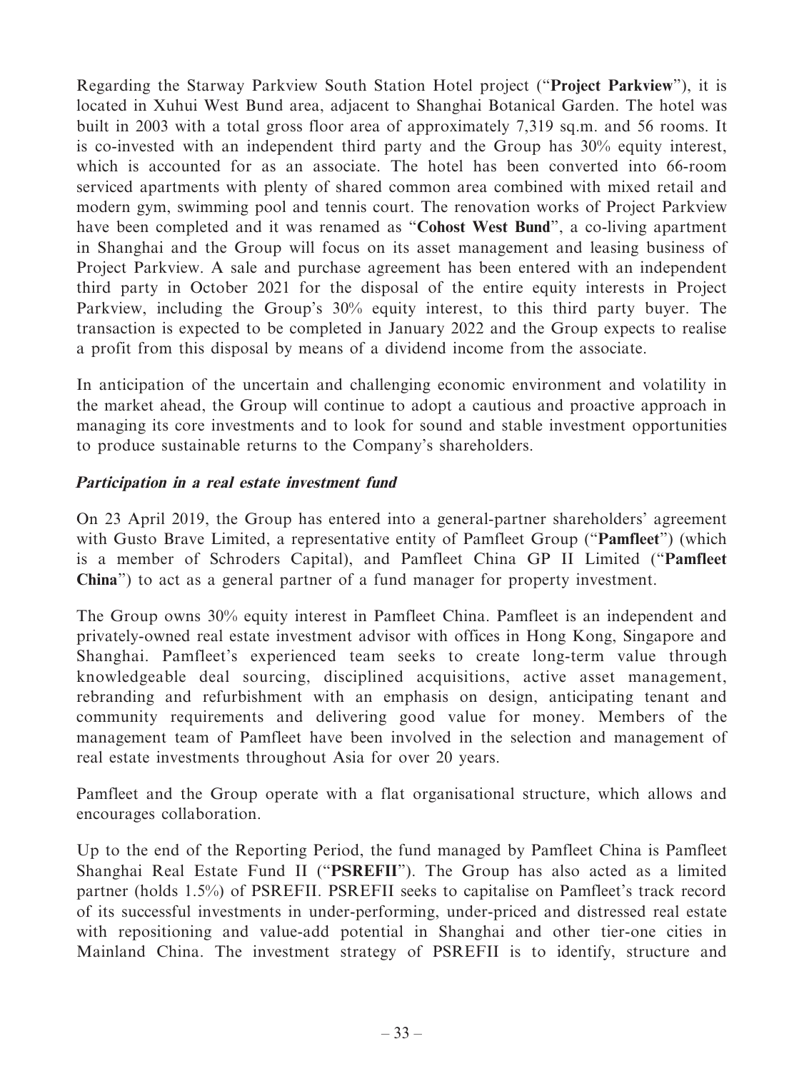Regarding the Starway Parkview South Station Hotel project ("**Project Parkview**"), it is located in Xuhui West Bund area, adjacent to Shanghai Botanical Garden. The hotel was built in 2003 with a total gross floor area of approximately 7,319 sq.m. and 56 rooms. It is co-invested with an independent third party and the Group has 30% equity interest, which is accounted for as an associate. The hotel has been converted into 66-room serviced apartments with plenty of shared common area combined with mixed retail and modern gym, swimming pool and tennis court. The renovation works of Project Parkview have been completed and it was renamed as "**Cohost West Bund**", a co-living apartment in Shanghai and the Group will focus on its asset management and leasing business of Project Parkview. A sale and purchase agreement has been entered with an independent third party in October 2021 for the disposal of the entire equity interests in Project Parkview, including the Group's 30% equity interest, to this third party buyer. The transaction is expected to be completed in January 2022 and the Group expects to realise a profit from this disposal by means of a dividend income from the associate.

In anticipation of the uncertain and challenging economic environment and volatility in the market ahead, the Group will continue to adopt a cautious and proactive approach in managing its core investments and to look for sound and stable investment opportunities to produce sustainable returns to the Company's shareholders.

***Participation in a real estate investment fund***

On 23 April 2019, the Group has entered into a general-partner shareholders' agreement with Gusto Brave Limited, a representative entity of Pamfleet Group ("**Pamfleet**") (which is a member of Schroders Capital), and Pamfleet China GP II Limited ("**Pamfleet China**") to act as a general partner of a fund manager for property investment.

The Group owns 30% equity interest in Pamfleet China. Pamfleet is an independent and privately-owned real estate investment advisor with offices in Hong Kong, Singapore and Shanghai. Pamfleet's experienced team seeks to create long-term value through knowledgeable deal sourcing, disciplined acquisitions, active asset management, rebranding and refurbishment with an emphasis on design, anticipating tenant and community requirements and delivering good value for money. Members of the management team of Pamfleet have been involved in the selection and management of real estate investments throughout Asia for over 20 years.

Pamfleet and the Group operate with a flat organisational structure, which allows and encourages collaboration.

Up to the end of the Reporting Period, the fund managed by Pamfleet China is Pamfleet Shanghai Real Estate Fund II ("**PSREFII**"). The Group has also acted as a limited partner (holds 1.5%) of PSREFII. PSREFII seeks to capitalise on Pamfleet's track record of its successful investments in under-performing, under-priced and distressed real estate with repositioning and value-add potential in Shanghai and other tier-one cities in Mainland China. The investment strategy of PSREFII is to identify, structure and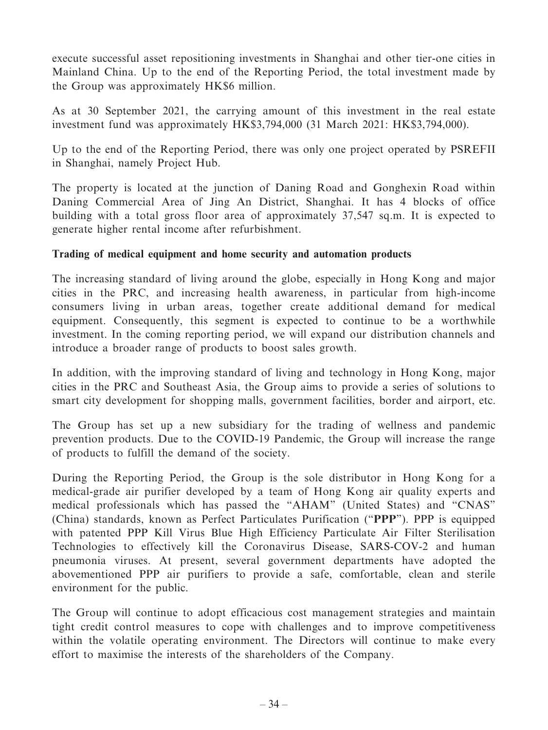execute successful asset repositioning investments in Shanghai and other tier-one cities in Mainland China. Up to the end of the Reporting Period, the total investment made by the Group was approximately HK$6 million.

As at 30 September 2021, the carrying amount of this investment in the real estate investment fund was approximately HK$3,794,000 (31 March 2021: HK$3,794,000).

Up to the end of the Reporting Period, there was only one project operated by PSREFII in Shanghai, namely Project Hub.

The property is located at the junction of Daning Road and Gonghexin Road within Daning Commercial Area of Jing An District, Shanghai. It has 4 blocks of office building with a total gross floor area of approximately 37,547 sq.m. It is expected to generate higher rental income after refurbishment.

**Trading of medical equipment and home security and automation products**

The increasing standard of living around the globe, especially in Hong Kong and major cities in the PRC, and increasing health awareness, in particular from high-income consumers living in urban areas, together create additional demand for medical equipment. Consequently, this segment is expected to continue to be a worthwhile investment. In the coming reporting period, we will expand our distribution channels and introduce a broader range of products to boost sales growth.

In addition, with the improving standard of living and technology in Hong Kong, major cities in the PRC and Southeast Asia, the Group aims to provide a series of solutions to smart city development for shopping malls, government facilities, border and airport, etc.

The Group has set up a new subsidiary for the trading of wellness and pandemic prevention products. Due to the COVID-19 Pandemic, the Group will increase the range of products to fulfill the demand of the society.

During the Reporting Period, the Group is the sole distributor in Hong Kong for a medical-grade air purifier developed by a team of Hong Kong air quality experts and medical professionals which has passed the "AHAM" (United States) and "CNAS" (China) standards, known as Perfect Particulates Purification ("**PPP**"). PPP is equipped with patented PPP Kill Virus Blue High Efficiency Particulate Air Filter Sterilisation Technologies to effectively kill the Coronavirus Disease, SARS-COV-2 and human pneumonia viruses. At present, several government departments have adopted the abovementioned PPP air purifiers to provide a safe, comfortable, clean and sterile environment for the public.

The Group will continue to adopt efficacious cost management strategies and maintain tight credit control measures to cope with challenges and to improve competitiveness within the volatile operating environment. The Directors will continue to make every effort to maximise the interests of the shareholders of the Company.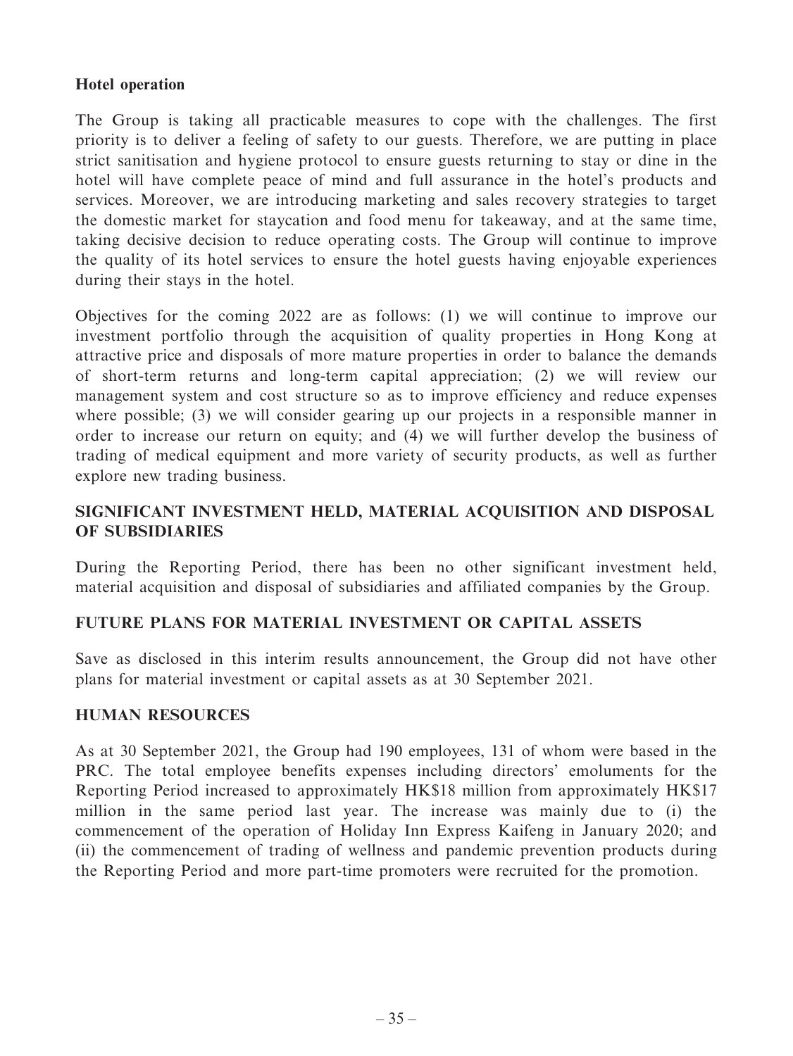**Hotel operation**

The Group is taking all practicable measures to cope with the challenges. The first priority is to deliver a feeling of safety to our guests. Therefore, we are putting in place strict sanitisation and hygiene protocol to ensure guests returning to stay or dine in the hotel will have complete peace of mind and full assurance in the hotel's products and services. Moreover, we are introducing marketing and sales recovery strategies to target the domestic market for staycation and food menu for takeaway, and at the same time, taking decisive decision to reduce operating costs. The Group will continue to improve the quality of its hotel services to ensure the hotel guests having enjoyable experiences during their stays in the hotel.

Objectives for the coming 2022 are as follows: (1) we will continue to improve our investment portfolio through the acquisition of quality properties in Hong Kong at attractive price and disposals of more mature properties in order to balance the demands of short-term returns and long-term capital appreciation; (2) we will review our management system and cost structure so as to improve efficiency and reduce expenses where possible; (3) we will consider gearing up our projects in a responsible manner in order to increase our return on equity; and (4) we will further develop the business of trading of medical equipment and more variety of security products, as well as further explore new trading business.

## SIGNIFICANT INVESTMENT HELD, MATERIAL ACQUISITION AND DISPOSAL OF SUBSIDIARIES

During the Reporting Period, there has been no other significant investment held, material acquisition and disposal of subsidiaries and affiliated companies by the Group.

## FUTURE PLANS FOR MATERIAL INVESTMENT OR CAPITAL ASSETS

Save as disclosed in this interim results announcement, the Group did not have other plans for material investment or capital assets as at 30 September 2021.

## HUMAN RESOURCES

As at 30 September 2021, the Group had 190 employees, 131 of whom were based in the PRC. The total employee benefits expenses including directors' emoluments for the Reporting Period increased to approximately HK$18 million from approximately HK$17 million in the same period last year. The increase was mainly due to (i) the commencement of the operation of Holiday Inn Express Kaifeng in January 2020; and (ii) the commencement of trading of wellness and pandemic prevention products during the Reporting Period and more part-time promoters were recruited for the promotion.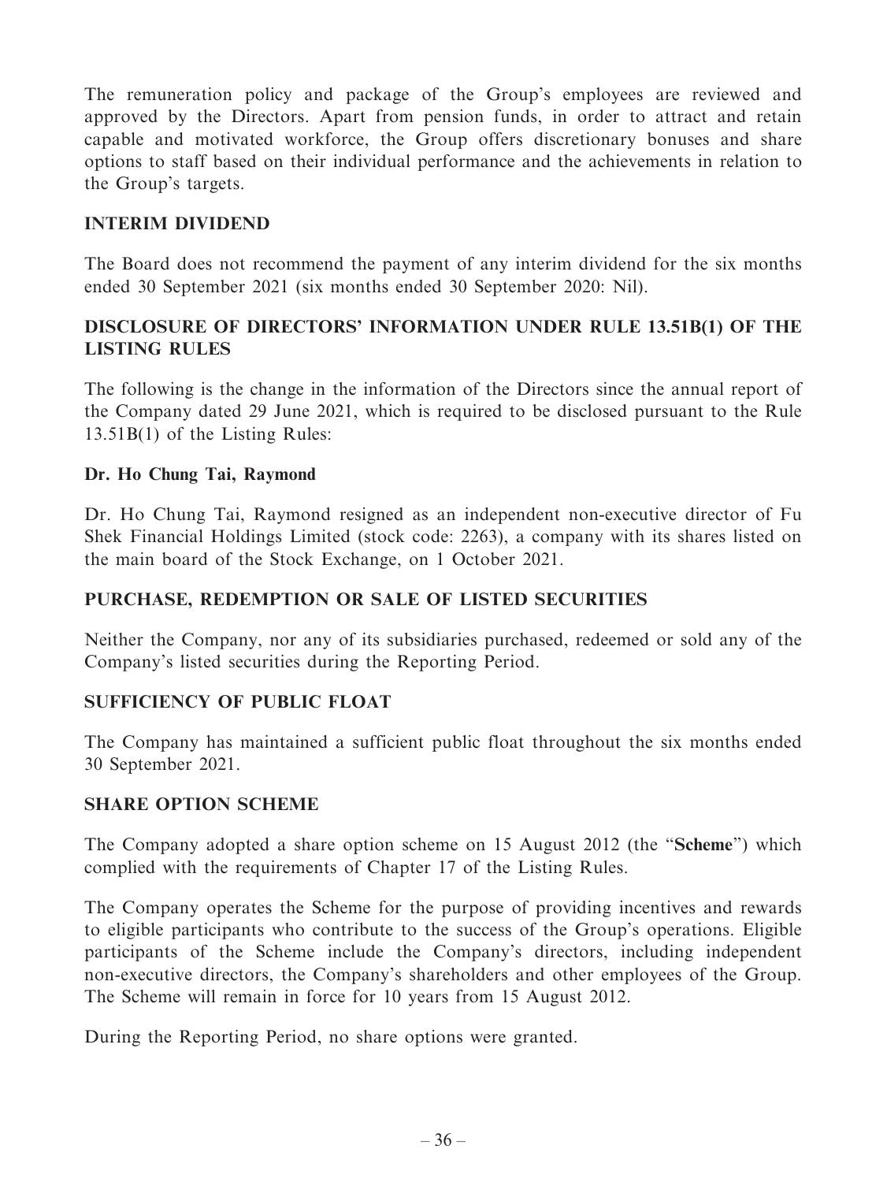The remuneration policy and package of the Group's employees are reviewed and approved by the Directors. Apart from pension funds, in order to attract and retain capable and motivated workforce, the Group offers discretionary bonuses and share options to staff based on their individual performance and the achievements in relation to the Group's targets.

## INTERIM DIVIDEND

The Board does not recommend the payment of any interim dividend for the six months ended 30 September 2021 (six months ended 30 September 2020: Nil).

## DISCLOSURE OF DIRECTORS' INFORMATION UNDER RULE 13.51B(1) OF THE LISTING RULES

The following is the change in the information of the Directors since the annual report of the Company dated 29 June 2021, which is required to be disclosed pursuant to the Rule 13.51B(1) of the Listing Rules:

### Dr. Ho Chung Tai, Raymond

Dr. Ho Chung Tai, Raymond resigned as an independent non-executive director of Fu Shek Financial Holdings Limited (stock code: 2263), a company with its shares listed on the main board of the Stock Exchange, on 1 October 2021.

## PURCHASE, REDEMPTION OR SALE OF LISTED SECURITIES

Neither the Company, nor any of its subsidiaries purchased, redeemed or sold any of the Company's listed securities during the Reporting Period.

## SUFFICIENCY OF PUBLIC FLOAT

The Company has maintained a sufficient public float throughout the six months ended 30 September 2021.

## SHARE OPTION SCHEME

The Company adopted a share option scheme on 15 August 2012 (the "**Scheme**") which complied with the requirements of Chapter 17 of the Listing Rules.

The Company operates the Scheme for the purpose of providing incentives and rewards to eligible participants who contribute to the success of the Group's operations. Eligible participants of the Scheme include the Company's directors, including independent non-executive directors, the Company's shareholders and other employees of the Group. The Scheme will remain in force for 10 years from 15 August 2012.

During the Reporting Period, no share options were granted.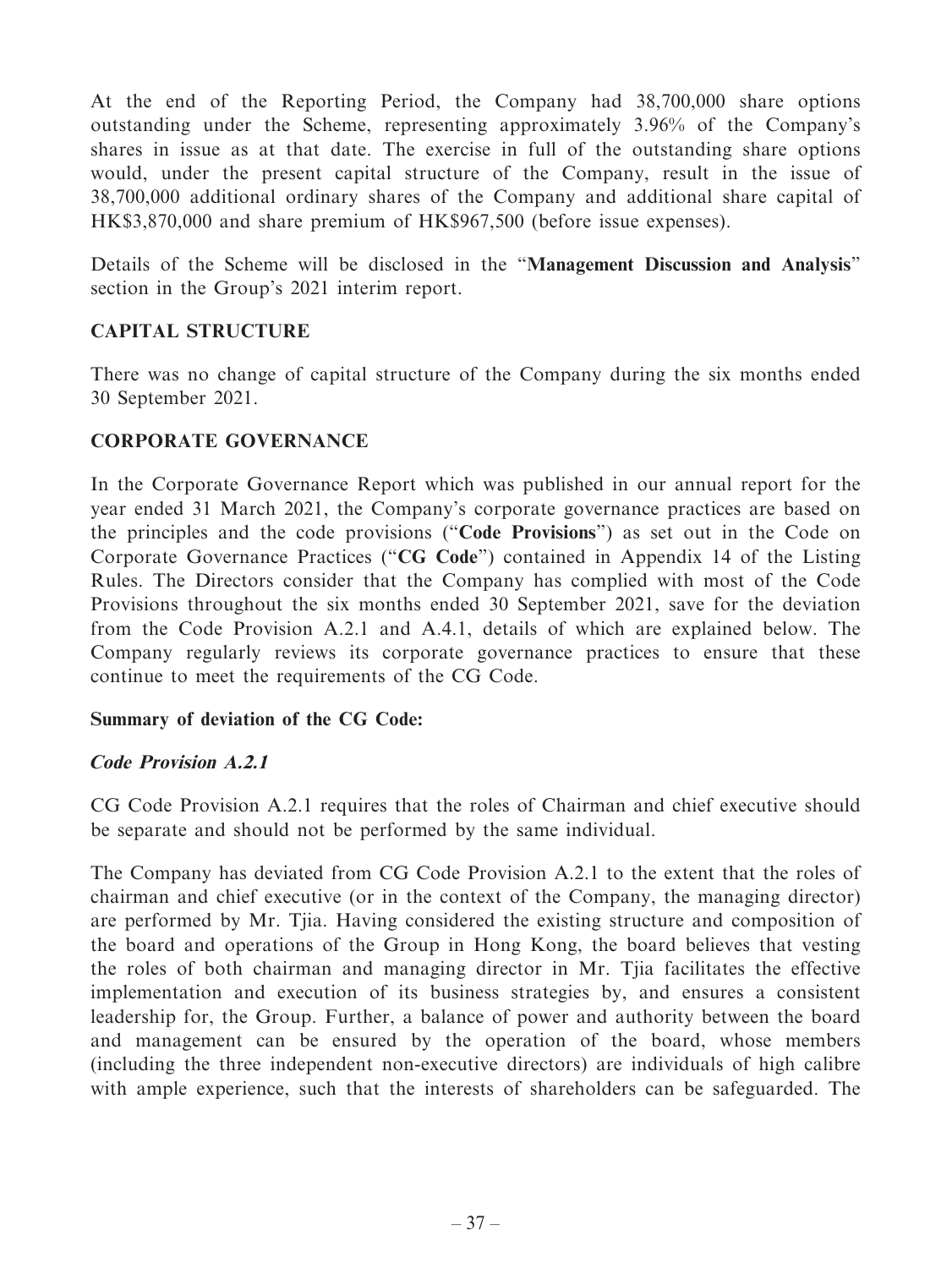At the end of the Reporting Period, the Company had 38,700,000 share options outstanding under the Scheme, representing approximately 3.96% of the Company's shares in issue as at that date. The exercise in full of the outstanding share options would, under the present capital structure of the Company, result in the issue of 38,700,000 additional ordinary shares of the Company and additional share capital of HK$3,870,000 and share premium of HK$967,500 (before issue expenses).

Details of the Scheme will be disclosed in the "**Management Discussion and Analysis**" section in the Group's 2021 interim report.

## CAPITAL STRUCTURE

There was no change of capital structure of the Company during the six months ended 30 September 2021.

## CORPORATE GOVERNANCE

In the Corporate Governance Report which was published in our annual report for the year ended 31 March 2021, the Company's corporate governance practices are based on the principles and the code provisions ("**Code Provisions**") as set out in the Code on Corporate Governance Practices ("**CG Code**") contained in Appendix 14 of the Listing Rules. The Directors consider that the Company has complied with most of the Code Provisions throughout the six months ended 30 September 2021, save for the deviation from the Code Provision A.2.1 and A.4.1, details of which are explained below. The Company regularly reviews its corporate governance practices to ensure that these continue to meet the requirements of the CG Code.

**Summary of deviation of the CG Code:**

***Code Provision A.2.1***

CG Code Provision A.2.1 requires that the roles of Chairman and chief executive should be separate and should not be performed by the same individual.

The Company has deviated from CG Code Provision A.2.1 to the extent that the roles of chairman and chief executive (or in the context of the Company, the managing director) are performed by Mr. Tjia. Having considered the existing structure and composition of the board and operations of the Group in Hong Kong, the board believes that vesting the roles of both chairman and managing director in Mr. Tjia facilitates the effective implementation and execution of its business strategies by, and ensures a consistent leadership for, the Group. Further, a balance of power and authority between the board and management can be ensured by the operation of the board, whose members (including the three independent non-executive directors) are individuals of high calibre with ample experience, such that the interests of shareholders can be safeguarded. The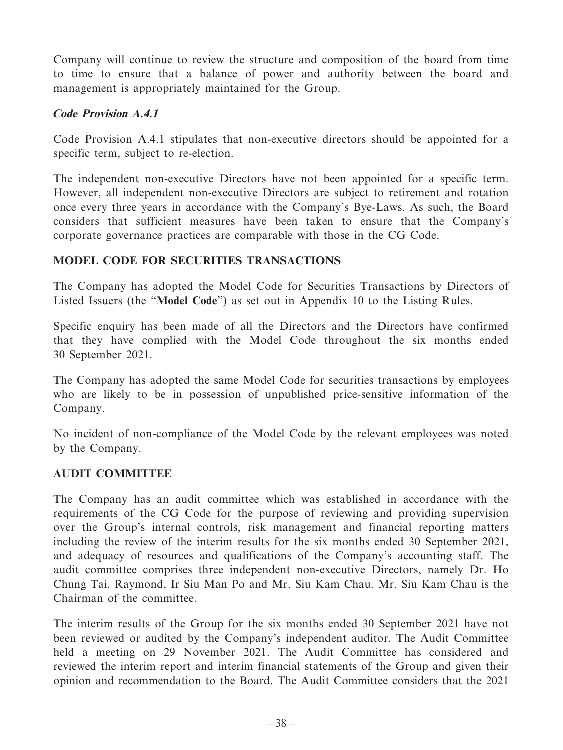Company will continue to review the structure and composition of the board from time to time to ensure that a balance of power and authority between the board and management is appropriately maintained for the Group.

***Code Provision A.4.1***

Code Provision A.4.1 stipulates that non-executive directors should be appointed for a specific term, subject to re-election.

The independent non-executive Directors have not been appointed for a specific term. However, all independent non-executive Directors are subject to retirement and rotation once every three years in accordance with the Company's Bye-Laws. As such, the Board considers that sufficient measures have been taken to ensure that the Company's corporate governance practices are comparable with those in the CG Code.

## MODEL CODE FOR SECURITIES TRANSACTIONS

The Company has adopted the Model Code for Securities Transactions by Directors of Listed Issuers (the "**Model Code**") as set out in Appendix 10 to the Listing Rules.

Specific enquiry has been made of all the Directors and the Directors have confirmed that they have complied with the Model Code throughout the six months ended 30 September 2021.

The Company has adopted the same Model Code for securities transactions by employees who are likely to be in possession of unpublished price-sensitive information of the Company.

No incident of non-compliance of the Model Code by the relevant employees was noted by the Company.

## AUDIT COMMITTEE

The Company has an audit committee which was established in accordance with the requirements of the CG Code for the purpose of reviewing and providing supervision over the Group's internal controls, risk management and financial reporting matters including the review of the interim results for the six months ended 30 September 2021, and adequacy of resources and qualifications of the Company's accounting staff. The audit committee comprises three independent non-executive Directors, namely Dr. Ho Chung Tai, Raymond, Ir Siu Man Po and Mr. Siu Kam Chau. Mr. Siu Kam Chau is the Chairman of the committee.

The interim results of the Group for the six months ended 30 September 2021 have not been reviewed or audited by the Company's independent auditor. The Audit Committee held a meeting on 29 November 2021. The Audit Committee has considered and reviewed the interim report and interim financial statements of the Group and given their opinion and recommendation to the Board. The Audit Committee considers that the 2021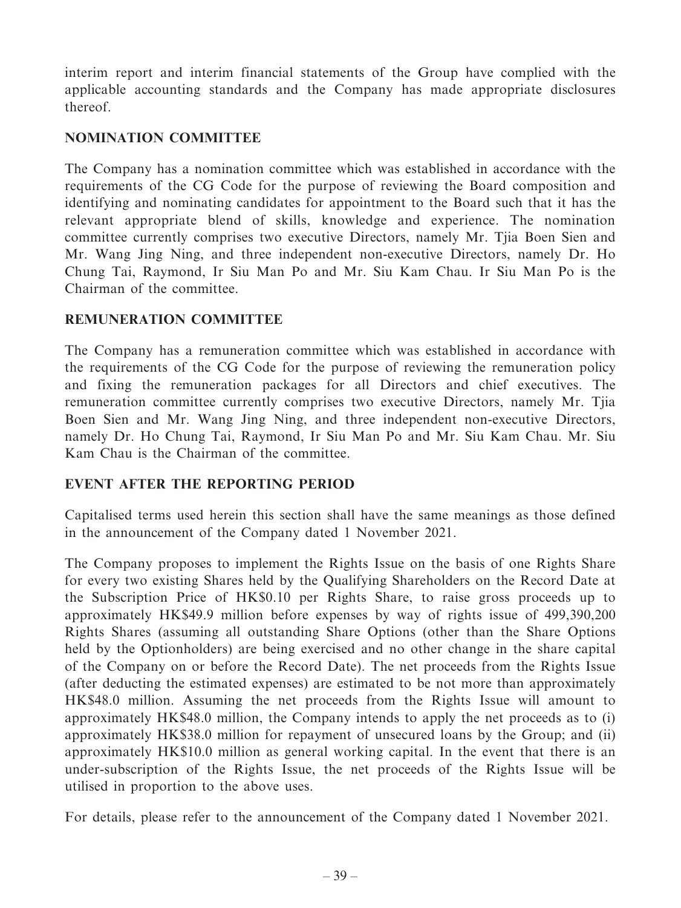interim report and interim financial statements of the Group have complied with the applicable accounting standards and the Company has made appropriate disclosures thereof.

## NOMINATION COMMITTEE

The Company has a nomination committee which was established in accordance with the requirements of the CG Code for the purpose of reviewing the Board composition and identifying and nominating candidates for appointment to the Board such that it has the relevant appropriate blend of skills, knowledge and experience. The nomination committee currently comprises two executive Directors, namely Mr. Tjia Boen Sien and Mr. Wang Jing Ning, and three independent non-executive Directors, namely Dr. Ho Chung Tai, Raymond, Ir Siu Man Po and Mr. Siu Kam Chau. Ir Siu Man Po is the Chairman of the committee.

## REMUNERATION COMMITTEE

The Company has a remuneration committee which was established in accordance with the requirements of the CG Code for the purpose of reviewing the remuneration policy and fixing the remuneration packages for all Directors and chief executives. The remuneration committee currently comprises two executive Directors, namely Mr. Tjia Boen Sien and Mr. Wang Jing Ning, and three independent non-executive Directors, namely Dr. Ho Chung Tai, Raymond, Ir Siu Man Po and Mr. Siu Kam Chau. Mr. Siu Kam Chau is the Chairman of the committee.

## EVENT AFTER THE REPORTING PERIOD

Capitalised terms used herein this section shall have the same meanings as those defined in the announcement of the Company dated 1 November 2021.

The Company proposes to implement the Rights Issue on the basis of one Rights Share for every two existing Shares held by the Qualifying Shareholders on the Record Date at the Subscription Price of HK$0.10 per Rights Share, to raise gross proceeds up to approximately HK$49.9 million before expenses by way of rights issue of 499,390,200 Rights Shares (assuming all outstanding Share Options (other than the Share Options held by the Optionholders) are being exercised and no other change in the share capital of the Company on or before the Record Date). The net proceeds from the Rights Issue (after deducting the estimated expenses) are estimated to be not more than approximately HK$48.0 million. Assuming the net proceeds from the Rights Issue will amount to approximately HK$48.0 million, the Company intends to apply the net proceeds as to (i) approximately HK$38.0 million for repayment of unsecured loans by the Group; and (ii) approximately HK$10.0 million as general working capital. In the event that there is an under-subscription of the Rights Issue, the net proceeds of the Rights Issue will be utilised in proportion to the above uses.

For details, please refer to the announcement of the Company dated 1 November 2021.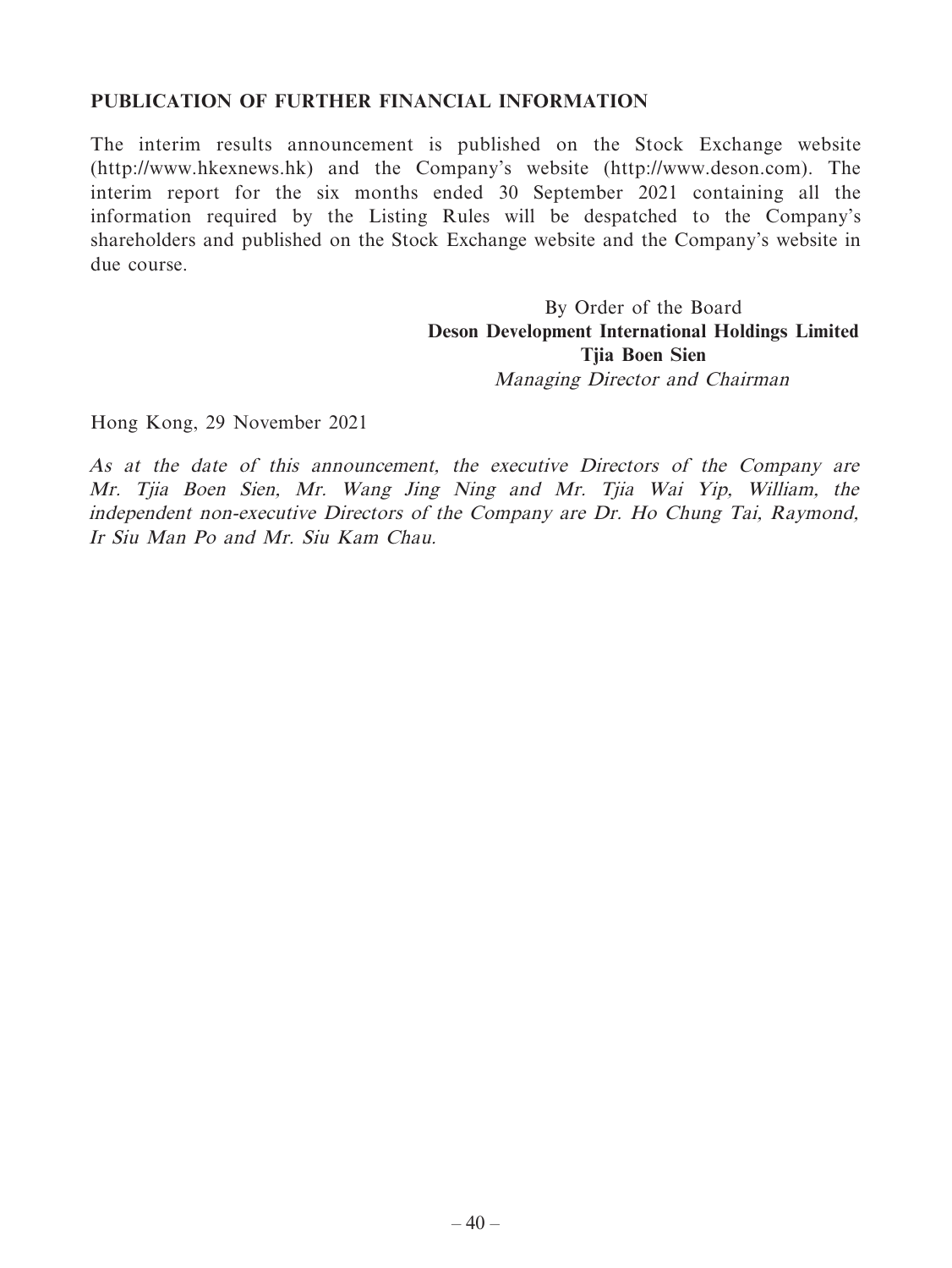**PUBLICATION OF FURTHER FINANCIAL INFORMATION**

The interim results announcement is published on the Stock Exchange website (http://www.hkexnews.hk) and the Company's website (http://www.deson.com). The interim report for the six months ended 30 September 2021 containing all the information required by the Listing Rules will be despatched to the Company's shareholders and published on the Stock Exchange website and the Company's website in due course.

By Order of the Board
**Deson Development International Holdings Limited**
**Tjia Boen Sien**
*Managing Director and Chairman*

Hong Kong, 29 November 2021

*As at the date of this announcement, the executive Directors of the Company are Mr. Tjia Boen Sien, Mr. Wang Jing Ning and Mr. Tjia Wai Yip, William, the independent non-executive Directors of the Company are Dr. Ho Chung Tai, Raymond, Ir Siu Man Po and Mr. Siu Kam Chau.*